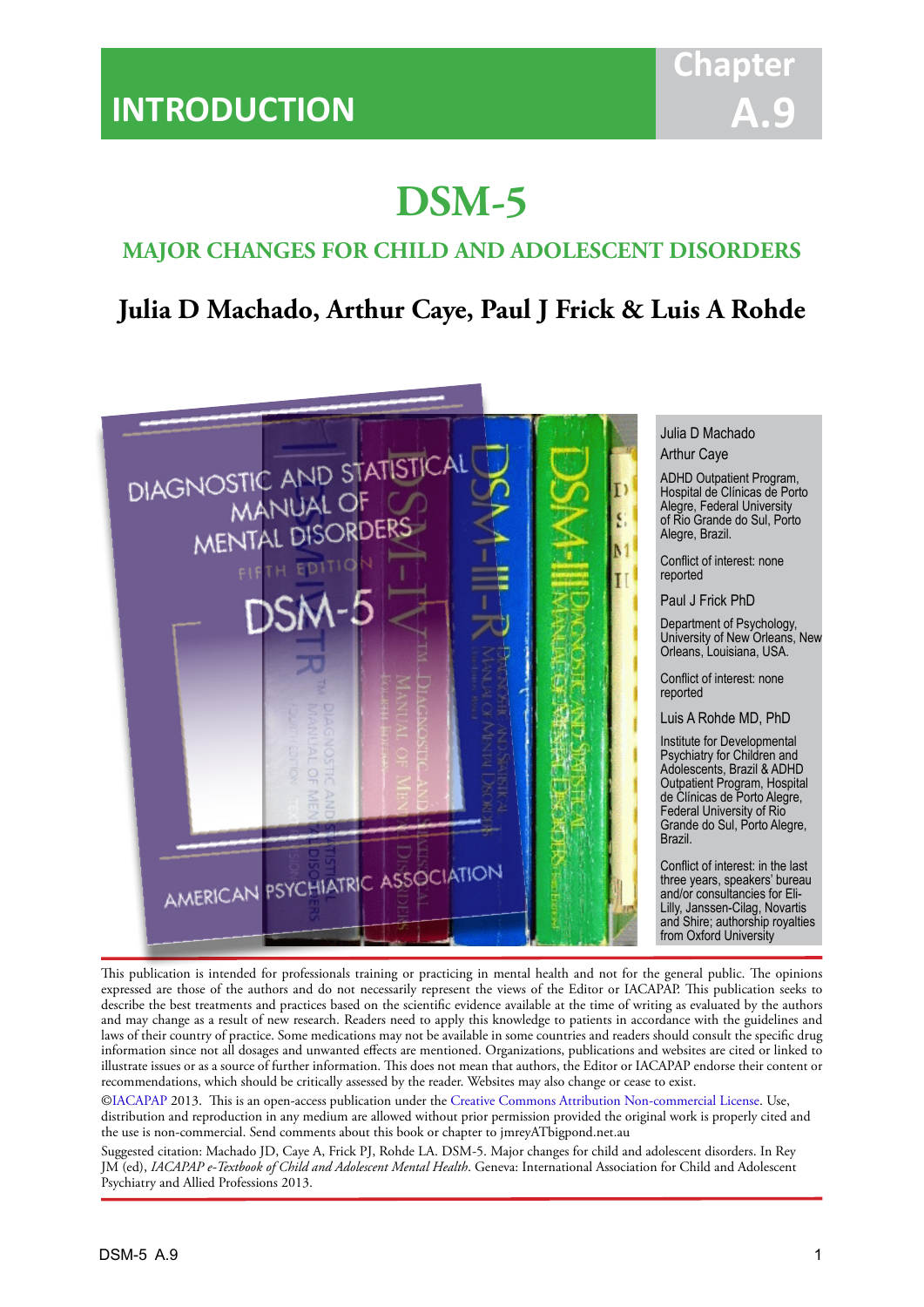INTRODUCTION

Chapter A.9

# DSM-5

## MAJOR CHANGES FOR CHILD AND ADOLESCENT DISORDERS

### Julia D Machado, Arthur Caye, Paul J Frick & Luis A Rohde

Julia D Machado

Arthur Caye

ADHD Outpatient Program, Hospital de Clínicas de Porto Alegre, Federal University of Rio Grande do Sul, Porto Alegre, Brazil.

Conflict of interest: none reported

Paul J Frick PhD

Department of Psychology, University of New Orleans, New Orleans, Louisiana, USA.

Conflict of interest: none reported

Luis A Rohde MD, PhD

Institute for Developmental Psychiatry for Children and Adolescents, Brazil & ADHD Outpatient Program, Hospital de Clínicas de Porto Alegre, Federal University of Rio Grande do Sul, Porto Alegre, Brazil.

Conflict of interest: in the last three years, speakers' bureau and/or consultancies for Eli-Lilly, Janssen-Cilag, Novartis and Shire; authorship royalties from Oxford University

This publication is intended for professionals training or practicing in mental health and not for the general public. The opinions expressed are those of the authors and do not necessarily represent the views of the Editor or IACAPAP. This publication seeks to describe the best treatments and practices based on the scientific evidence available at the time of writing as evaluated by the authors and may change as a result of new research. Readers need to apply this knowledge to patients in accordance with the guidelines and laws of their country of practice. Some medications may not be available in some countries and readers should consult the specific drug information since not all dosages and unwanted effects are mentioned. Organizations, publications and websites are cited or linked to illustrate issues or as a source of further information. This does not mean that authors, the Editor or IACAPAP endorse their content or recommendations, which should be critically assessed by the reader. Websites may also change or cease to exist.

©IACAPAP 2013. This is an open-access publication under the Creative Commons Attribution Non-commercial License. Use, distribution and reproduction in any medium are allowed without prior permission provided the original work is properly cited and the use is non-commercial. Send comments about this book or chapter to jmreyATbigpond.net.au

Suggested citation: Machado JD, Caye A, Frick PJ, Rohde LA. DSM-5. Major changes for child and adolescent disorders. In Rey JM (ed), *IACAPAP e-Textbook of Child and Adolescent Mental Health*. Geneva: International Association for Child and Adolescent Psychiatry and Allied Professions 2013.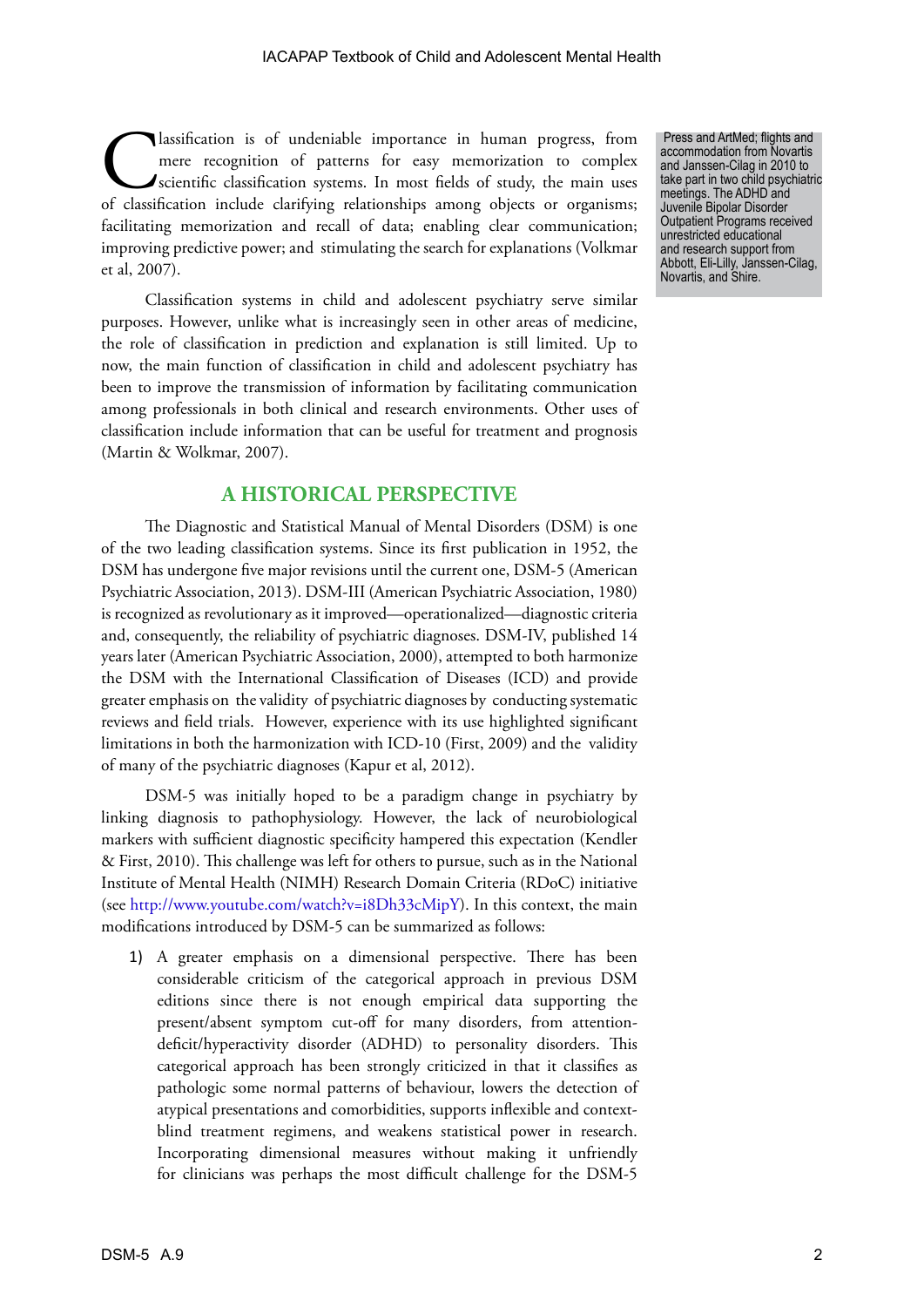Press and ArtMed; flights and accommodation from Novartis and Janssen-Cilag in 2010 to take part in two child psychiatric meetings. The ADHD and Juvenile Bipolar Disorder Outpatient Programs received unrestricted educational and research support from Abbott, Eli-Lilly, Janssen-Cilag, Novartis, and Shire.

Classification is of undeniable importance in human progress, from mere recognition of patterns for easy memorization to complex scientific classification systems. In most fields of study, the main uses of classification include clarifying relationships among objects or organisms; facilitating memorization and recall of data; enabling clear communication; improving predictive power; and stimulating the search for explanations (Volkmar et al, 2007).

Classification systems in child and adolescent psychiatry serve similar purposes. However, unlike what is increasingly seen in other areas of medicine, the role of classification in prediction and explanation is still limited. Up to now, the main function of classification in child and adolescent psychiatry has been to improve the transmission of information by facilitating communication among professionals in both clinical and research environments. Other uses of classification include information that can be useful for treatment and prognosis (Martin & Wolkmar, 2007).

## A HISTORICAL PERSPECTIVE

The Diagnostic and Statistical Manual of Mental Disorders (DSM) is one of the two leading classification systems. Since its first publication in 1952, the DSM has undergone five major revisions until the current one, DSM-5 (American Psychiatric Association, 2013). DSM-III (American Psychiatric Association, 1980) is recognized as revolutionary as it improved—operationalized—diagnostic criteria and, consequently, the reliability of psychiatric diagnoses. DSM-IV, published 14 years later (American Psychiatric Association, 2000), attempted to both harmonize the DSM with the International Classification of Diseases (ICD) and provide greater emphasis on the validity of psychiatric diagnoses by conducting systematic reviews and field trials. However, experience with its use highlighted significant limitations in both the harmonization with ICD-10 (First, 2009) and the validity of many of the psychiatric diagnoses (Kapur et al, 2012).

DSM-5 was initially hoped to be a paradigm change in psychiatry by linking diagnosis to pathophysiology. However, the lack of neurobiological markers with sufficient diagnostic specificity hampered this expectation (Kendler & First, 2010). This challenge was left for others to pursue, such as in the National Institute of Mental Health (NIMH) Research Domain Criteria (RDoC) initiative (see http://www.youtube.com/watch?v=i8Dh33cMipY). In this context, the main modifications introduced by DSM-5 can be summarized as follows:

1) A greater emphasis on a dimensional perspective. There has been considerable criticism of the categorical approach in previous DSM editions since there is not enough empirical data supporting the present/absent symptom cut-off for many disorders, from attention-deficit/hyperactivity disorder (ADHD) to personality disorders. This categorical approach has been strongly criticized in that it classifies as pathologic some normal patterns of behaviour, lowers the detection of atypical presentations and comorbidities, supports inflexible and context-blind treatment regimens, and weakens statistical power in research. Incorporating dimensional measures without making it unfriendly for clinicians was perhaps the most difficult challenge for the DSM-5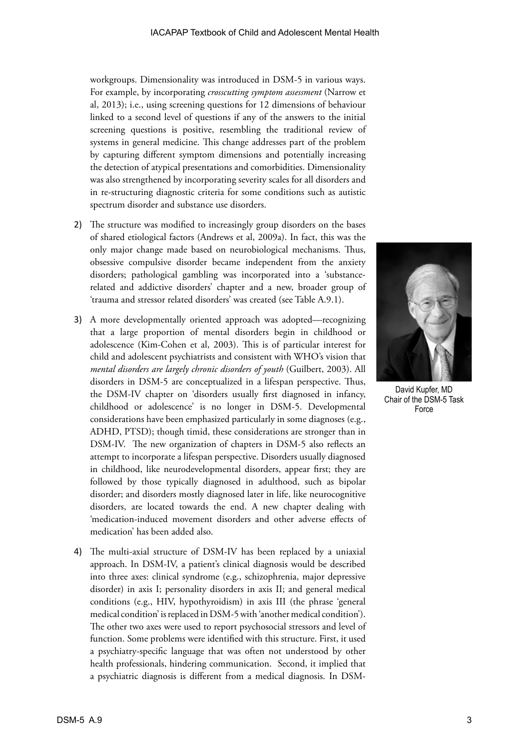workgroups. Dimensionality was introduced in DSM-5 in various ways. For example, by incorporating *crosscutting symptom assessment* (Narrow et al, 2013); i.e., using screening questions for 12 dimensions of behaviour linked to a second level of questions if any of the answers to the initial screening questions is positive, resembling the traditional review of systems in general medicine. This change addresses part of the problem by capturing different symptom dimensions and potentially increasing the detection of atypical presentations and comorbidities. Dimensionality was also strengthened by incorporating severity scales for all disorders and in re-structuring diagnostic criteria for some conditions such as autistic spectrum disorder and substance use disorders.

2) The structure was modified to increasingly group disorders on the bases of shared etiological factors (Andrews et al, 2009a). In fact, this was the only major change made based on neurobiological mechanisms. Thus, obsessive compulsive disorder became independent from the anxiety disorders; pathological gambling was incorporated into a 'substance-related and addictive disorders' chapter and a new, broader group of 'trauma and stressor related disorders' was created (see Table A.9.1).

3) A more developmentally oriented approach was adopted—recognizing that a large proportion of mental disorders begin in childhood or adolescence (Kim-Cohen et al, 2003). This is of particular interest for child and adolescent psychiatrists and consistent with WHO's vision that *mental disorders are largely chronic disorders of youth* (Guilbert, 2003). All disorders in DSM-5 are conceptualized in a lifespan perspective. Thus, the DSM-IV chapter on 'disorders usually first diagnosed in infancy, childhood or adolescence' is no longer in DSM-5. Developmental considerations have been emphasized particularly in some diagnoses (e.g., ADHD, PTSD); though timid, these considerations are stronger than in DSM-IV. The new organization of chapters in DSM-5 also reflects an attempt to incorporate a lifespan perspective. Disorders usually diagnosed in childhood, like neurodevelopmental disorders, appear first; they are followed by those typically diagnosed in adulthood, such as bipolar disorder; and disorders mostly diagnosed later in life, like neurocognitive disorders, are located towards the end. A new chapter dealing with 'medication-induced movement disorders and other adverse effects of medication' has been added also.

David Kupfer, MD Chair of the DSM-5 Task Force

4) The multi-axial structure of DSM-IV has been replaced by a uniaxial approach. In DSM-IV, a patient's clinical diagnosis would be described into three axes: clinical syndrome (e.g., schizophrenia, major depressive disorder) in axis I; personality disorders in axis II; and general medical conditions (e.g., HIV, hypothyroidism) in axis III (the phrase 'general medical condition' is replaced in DSM-5 with 'another medical condition'). The other two axes were used to report psychosocial stressors and level of function. Some problems were identified with this structure. First, it used a psychiatry-specific language that was often not understood by other health professionals, hindering communication. Second, it implied that a psychiatric diagnosis is different from a medical diagnosis. In DSM-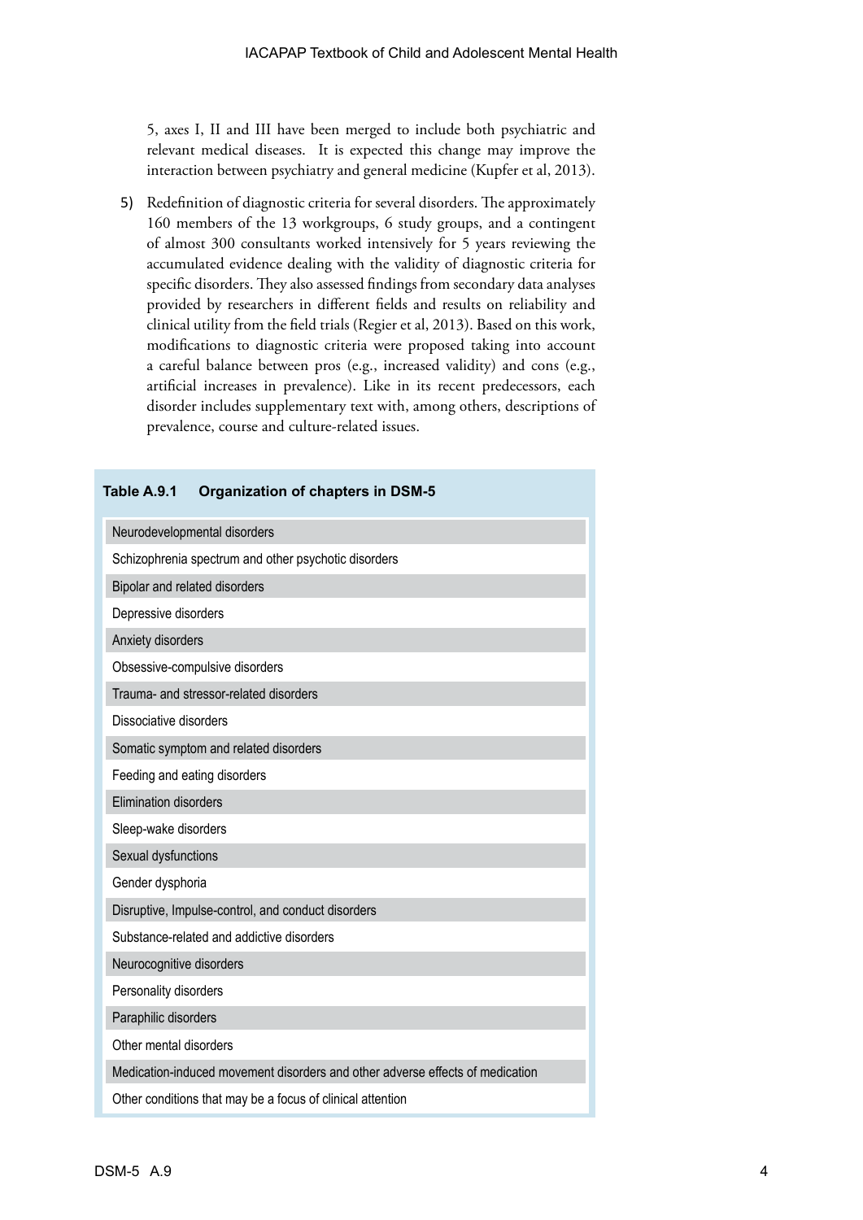5, axes I, II and III have been merged to include both psychiatric and relevant medical diseases. It is expected this change may improve the interaction between psychiatry and general medicine (Kupfer et al, 2013).

5) Redefinition of diagnostic criteria for several disorders. The approximately 160 members of the 13 workgroups, 6 study groups, and a contingent of almost 300 consultants worked intensively for 5 years reviewing the accumulated evidence dealing with the validity of diagnostic criteria for specific disorders. They also assessed findings from secondary data analyses provided by researchers in different fields and results on reliability and clinical utility from the field trials (Regier et al, 2013). Based on this work, modifications to diagnostic criteria were proposed taking into account a careful balance between pros (e.g., increased validity) and cons (e.g., artificial increases in prevalence). Like in its recent predecessors, each disorder includes supplementary text with, among others, descriptions of prevalence, course and culture-related issues.

**Table A.9.1 Organization of chapters in DSM-5**

| Organization of chapters in DSM-5 |
|---|
| Neurodevelopmental disorders |
| Schizophrenia spectrum and other psychotic disorders |
| Bipolar and related disorders |
| Depressive disorders |
| Anxiety disorders |
| Obsessive-compulsive disorders |
| Trauma- and stressor-related disorders |
| Dissociative disorders |
| Somatic symptom and related disorders |
| Feeding and eating disorders |
| Elimination disorders |
| Sleep-wake disorders |
| Sexual dysfunctions |
| Gender dysphoria |
| Disruptive, Impulse-control, and conduct disorders |
| Substance-related and addictive disorders |
| Neurocognitive disorders |
| Personality disorders |
| Paraphilic disorders |
| Other mental disorders |
| Medication-induced movement disorders and other adverse effects of medication |
| Other conditions that may be a focus of clinical attention |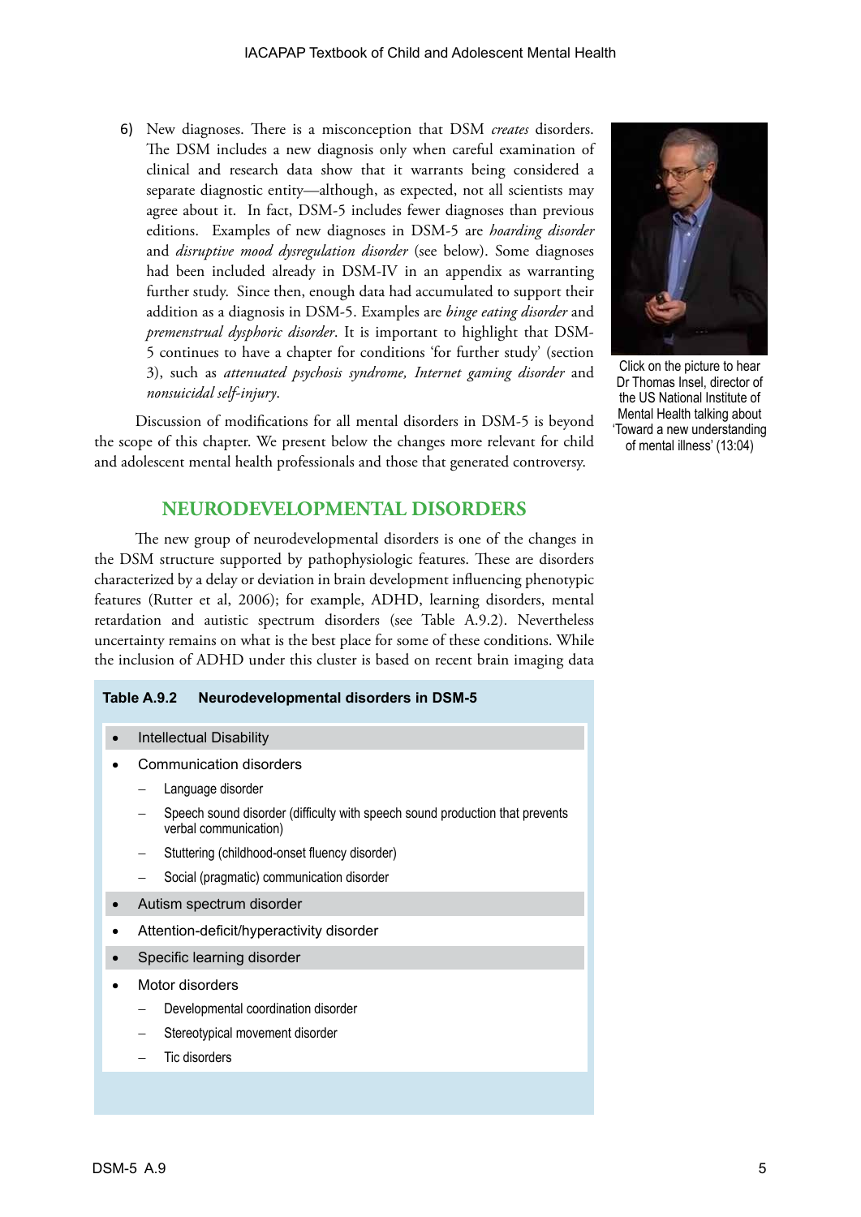6) New diagnoses. There is a misconception that DSM *creates* disorders. The DSM includes a new diagnosis only when careful examination of clinical and research data show that it warrants being considered a separate diagnostic entity—although, as expected, not all scientists may agree about it. In fact, DSM-5 includes fewer diagnoses than previous editions. Examples of new diagnoses in DSM-5 are *hoarding disorder* and *disruptive mood dysregulation disorder* (see below). Some diagnoses had been included already in DSM-IV in an appendix as warranting further study. Since then, enough data had accumulated to support their addition as a diagnosis in DSM-5. Examples are *binge eating disorder* and *premenstrual dysphoric disorder*. It is important to highlight that DSM-5 continues to have a chapter for conditions 'for further study' (section 3), such as *attenuated psychosis syndrome, Internet gaming disorder* and *nonsuicidal self-injury*.

Click on the picture to hear Dr Thomas Insel, director of the US National Institute of Mental Health talking about 'Toward a new understanding of mental illness' (13:04)

Discussion of modifications for all mental disorders in DSM-5 is beyond the scope of this chapter. We present below the changes more relevant for child and adolescent mental health professionals and those that generated controversy.

## NEURODEVELOPMENTAL DISORDERS

The new group of neurodevelopmental disorders is one of the changes in the DSM structure supported by pathophysiologic features. These are disorders characterized by a delay or deviation in brain development influencing phenotypic features (Rutter et al, 2006); for example, ADHD, learning disorders, mental retardation and autistic spectrum disorders (see Table A.9.2). Nevertheless uncertainty remains on what is the best place for some of these conditions. While the inclusion of ADHD under this cluster is based on recent brain imaging data

**Table A.9.2 Neurodevelopmental disorders in DSM-5**

- Intellectual Disability
- Communication disorders
  - Language disorder
  - Speech sound disorder (difficulty with speech sound production that prevents verbal communication)
  - Stuttering (childhood-onset fluency disorder)
  - Social (pragmatic) communication disorder
- Autism spectrum disorder
- Attention-deficit/hyperactivity disorder
- Specific learning disorder
- Motor disorders
  - Developmental coordination disorder
  - Stereotypical movement disorder
  - Tic disorders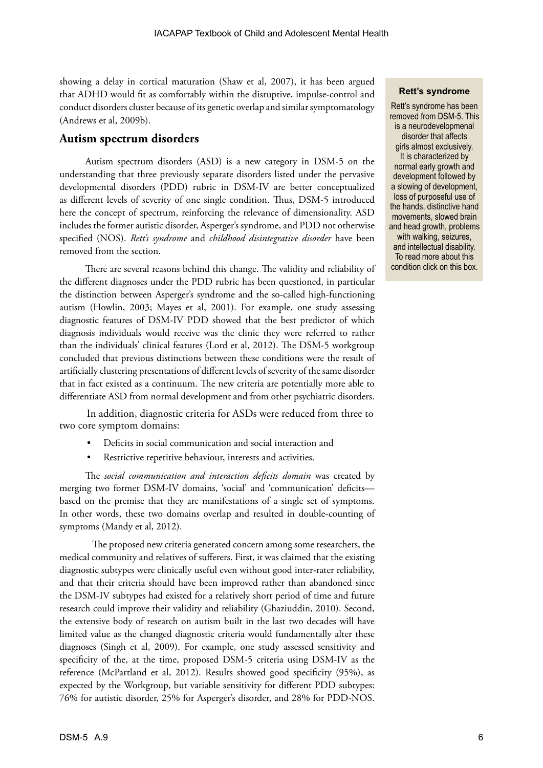showing a delay in cortical maturation (Shaw et al, 2007), it has been argued that ADHD would fit as comfortably within the disruptive, impulse-control and conduct disorders cluster because of its genetic overlap and similar symptomatology (Andrews et al, 2009b).

## Autism spectrum disorders

Autism spectrum disorders (ASD) is a new category in DSM-5 on the understanding that three previously separate disorders listed under the pervasive developmental disorders (PDD) rubric in DSM-IV are better conceptualized as different levels of severity of one single condition. Thus, DSM-5 introduced here the concept of spectrum, reinforcing the relevance of dimensionality. ASD includes the former autistic disorder, Asperger's syndrome, and PDD not otherwise specified (NOS). *Rett's syndrome* and *childhood disintegrative disorder* have been removed from the section.

There are several reasons behind this change. The validity and reliability of the different diagnoses under the PDD rubric has been questioned, in particular the distinction between Asperger's syndrome and the so-called high-functioning autism (Howlin, 2003; Mayes et al, 2001). For example, one study assessing diagnostic features of DSM-IV PDD showed that the best predictor of which diagnosis individuals would receive was the clinic they were referred to rather than the individuals' clinical features (Lord et al, 2012). The DSM-5 workgroup concluded that previous distinctions between these conditions were the result of artificially clustering presentations of different levels of severity of the same disorder that in fact existed as a continuum. The new criteria are potentially more able to differentiate ASD from normal development and from other psychiatric disorders.

In addition, diagnostic criteria for ASDs were reduced from three to two core symptom domains:

- Deficits in social communication and social interaction and
- Restrictive repetitive behaviour, interests and activities.

The *social communication and interaction deficits domain* was created by merging two former DSM-IV domains, 'social' and 'communication' deficits—based on the premise that they are manifestations of a single set of symptoms. In other words, these two domains overlap and resulted in double-counting of symptoms (Mandy et al, 2012).

The proposed new criteria generated concern among some researchers, the medical community and relatives of sufferers. First, it was claimed that the existing diagnostic subtypes were clinically useful even without good inter-rater reliability, and that their criteria should have been improved rather than abandoned since the DSM-IV subtypes had existed for a relatively short period of time and future research could improve their validity and reliability (Ghaziuddin, 2010). Second, the extensive body of research on autism built in the last two decades will have limited value as the changed diagnostic criteria would fundamentally alter these diagnoses (Singh et al, 2009). For example, one study assessed sensitivity and specificity of the, at the time, proposed DSM-5 criteria using DSM-IV as the reference (McPartland et al, 2012). Results showed good specificity (95%), as expected by the Workgroup, but variable sensitivity for different PDD subtypes: 76% for autistic disorder, 25% for Asperger's disorder, and 28% for PDD-NOS.

**Rett's syndrome**

Rett's syndrome has been removed from DSM-5. This is a neurodevelopmenal disorder that affects girls almost exclusively. It is characterized by normal early growth and development followed by a slowing of development, loss of purposeful use of the hands, distinctive hand movements, slowed brain and head growth, problems with walking, seizures, and intellectual disability. To read more about this condition click on this box.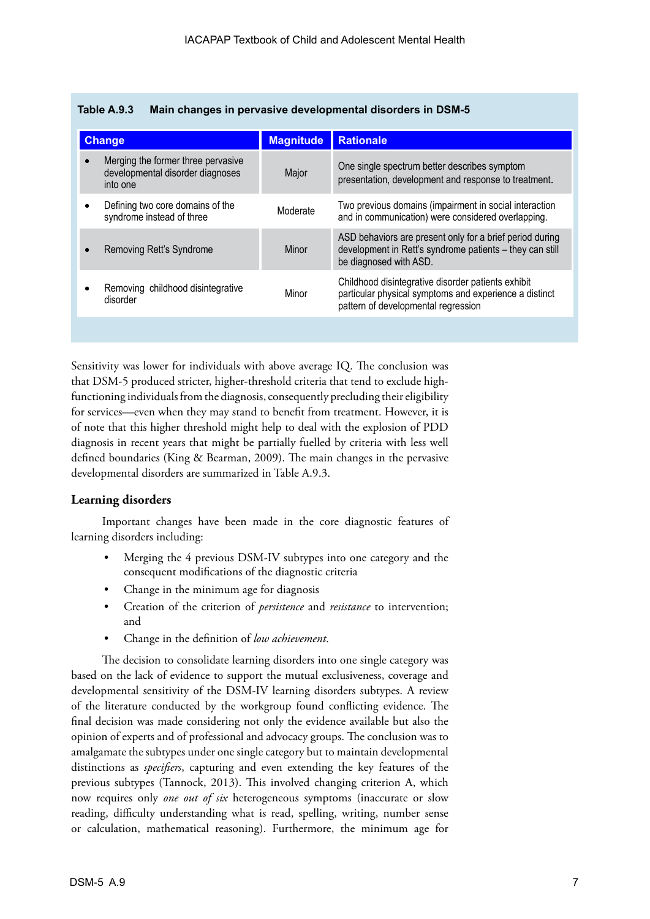**Table A.9.3 Main changes in pervasive developmental disorders in DSM-5**

| Change | Magnitude | Rationale |
|---|---|---|
| • Merging the former three pervasive developmental disorder diagnoses into one | Major | One single spectrum better describes symptom presentation, development and response to treatment. |
| • Defining two core domains of the syndrome instead of three | Moderate | Two previous domains (impairment in social interaction and in communication) were considered overlapping. |
| • Removing Rett's Syndrome | Minor | ASD behaviors are present only for a brief period during development in Rett's syndrome patients – they can still be diagnosed with ASD. |
| • Removing childhood disintegrative disorder | Minor | Childhood disintegrative disorder patients exhibit particular physical symptoms and experience a distinct pattern of developmental regression |

Sensitivity was lower for individuals with above average IQ. The conclusion was that DSM-5 produced stricter, higher-threshold criteria that tend to exclude high-functioning individuals from the diagnosis, consequently precluding their eligibility for services—even when they may stand to benefit from treatment. However, it is of note that this higher threshold might help to deal with the explosion of PDD diagnosis in recent years that might be partially fuelled by criteria with less well defined boundaries (King & Bearman, 2009). The main changes in the pervasive developmental disorders are summarized in Table A.9.3.

### Learning disorders

Important changes have been made in the core diagnostic features of learning disorders including:

- Merging the 4 previous DSM-IV subtypes into one category and the consequent modifications of the diagnostic criteria
- Change in the minimum age for diagnosis
- Creation of the criterion of *persistence* and *resistance* to intervention; and
- Change in the definition of *low achievement*.

The decision to consolidate learning disorders into one single category was based on the lack of evidence to support the mutual exclusiveness, coverage and developmental sensitivity of the DSM-IV learning disorders subtypes. A review of the literature conducted by the workgroup found conflicting evidence. The final decision was made considering not only the evidence available but also the opinion of experts and of professional and advocacy groups. The conclusion was to amalgamate the subtypes under one single category but to maintain developmental distinctions as *specifiers*, capturing and even extending the key features of the previous subtypes (Tannock, 2013). This involved changing criterion A, which now requires only *one out of six* heterogeneous symptoms (inaccurate or slow reading, difficulty understanding what is read, spelling, writing, number sense or calculation, mathematical reasoning). Furthermore, the minimum age for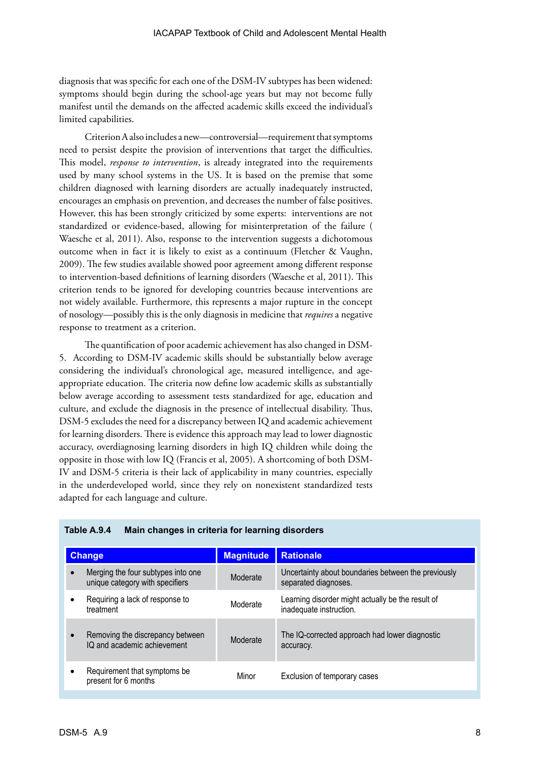diagnosis that was specific for each one of the DSM-IV subtypes has been widened: symptoms should begin during the school-age years but may not become fully manifest until the demands on the affected academic skills exceed the individual's limited capabilities.

Criterion A also includes a new—controversial—requirement that symptoms need to persist despite the provision of interventions that target the difficulties. This model, *response to intervention*, is already integrated into the requirements used by many school systems in the US. It is based on the premise that some children diagnosed with learning disorders are actually inadequately instructed, encourages an emphasis on prevention, and decreases the number of false positives. However, this has been strongly criticized by some experts: interventions are not standardized or evidence-based, allowing for misinterpretation of the failure ( Waesche et al, 2011). Also, response to the intervention suggests a dichotomous outcome when in fact it is likely to exist as a continuum (Fletcher & Vaughn, 2009). The few studies available showed poor agreement among different response to intervention-based definitions of learning disorders (Waesche et al, 2011). This criterion tends to be ignored for developing countries because interventions are not widely available. Furthermore, this represents a major rupture in the concept of nosology—possibly this is the only diagnosis in medicine that *requires* a negative response to treatment as a criterion.

The quantification of poor academic achievement has also changed in DSM-5. According to DSM-IV academic skills should be substantially below average considering the individual's chronological age, measured intelligence, and age-appropriate education. The criteria now define low academic skills as substantially below average according to assessment tests standardized for age, education and culture, and exclude the diagnosis in the presence of intellectual disability. Thus, DSM-5 excludes the need for a discrepancy between IQ and academic achievement for learning disorders. There is evidence this approach may lead to lower diagnostic accuracy, overdiagnosing learning disorders in high IQ children while doing the opposite in those with low IQ (Francis et al, 2005). A shortcoming of both DSM-IV and DSM-5 criteria is their lack of applicability in many countries, especially in the underdeveloped world, since they rely on nonexistent standardized tests adapted for each language and culture.

**Table A.9.4 Main changes in criteria for learning disorders**

| Change | Magnitude | Rationale |
|---|---|---|
| • Merging the four subtypes into one unique category with specifiers | Moderate | Uncertainty about boundaries between the previously separated diagnoses. |
| • Requiring a lack of response to treatment | Moderate | Learning disorder might actually be the result of inadequate instruction. |
| • Removing the discrepancy between IQ and academic achievement | Moderate | The IQ-corrected approach had lower diagnostic accuracy. |
| • Requirement that symptoms be present for 6 months | Minor | Exclusion of temporary cases |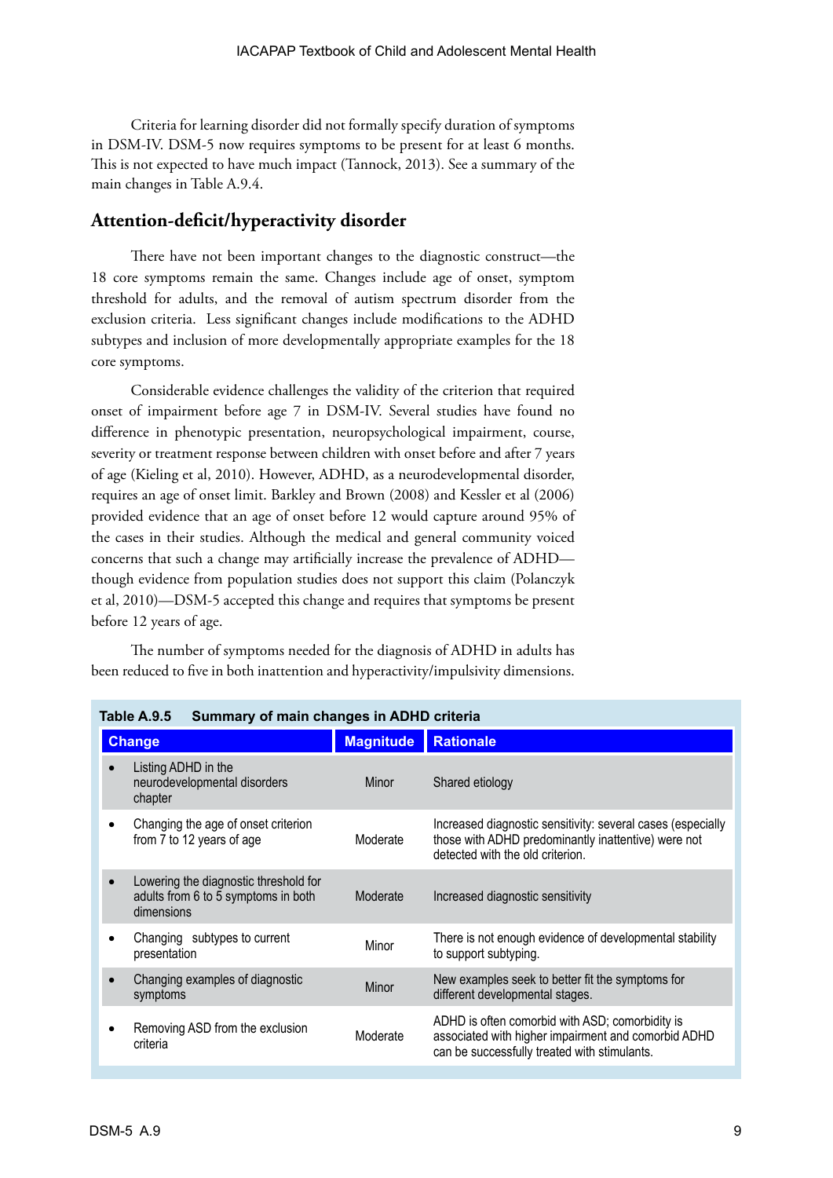Criteria for learning disorder did not formally specify duration of symptoms in DSM-IV. DSM-5 now requires symptoms to be present for at least 6 months. This is not expected to have much impact (Tannock, 2013). See a summary of the main changes in Table A.9.4.

## Attention-deficit/hyperactivity disorder

There have not been important changes to the diagnostic construct—the 18 core symptoms remain the same. Changes include age of onset, symptom threshold for adults, and the removal of autism spectrum disorder from the exclusion criteria. Less significant changes include modifications to the ADHD subtypes and inclusion of more developmentally appropriate examples for the 18 core symptoms.

Considerable evidence challenges the validity of the criterion that required onset of impairment before age 7 in DSM-IV. Several studies have found no difference in phenotypic presentation, neuropsychological impairment, course, severity or treatment response between children with onset before and after 7 years of age (Kieling et al, 2010). However, ADHD, as a neurodevelopmental disorder, requires an age of onset limit. Barkley and Brown (2008) and Kessler et al (2006) provided evidence that an age of onset before 12 would capture around 95% of the cases in their studies. Although the medical and general community voiced concerns that such a change may artificially increase the prevalence of ADHD—though evidence from population studies does not support this claim (Polanczyk et al, 2010)—DSM-5 accepted this change and requires that symptoms be present before 12 years of age.

The number of symptoms needed for the diagnosis of ADHD in adults has been reduced to five in both inattention and hyperactivity/impulsivity dimensions.

**Table A.9.5 Summary of main changes in ADHD criteria**

| Change | Magnitude | Rationale |
|---|---|---|
| • Listing ADHD in the neurodevelopmental disorders chapter | Minor | Shared etiology |
| • Changing the age of onset criterion from 7 to 12 years of age | Moderate | Increased diagnostic sensitivity: several cases (especially those with ADHD predominantly inattentive) were not detected with the old criterion. |
| • Lowering the diagnostic threshold for adults from 6 to 5 symptoms in both dimensions | Moderate | Increased diagnostic sensitivity |
| • Changing subtypes to current presentation | Minor | There is not enough evidence of developmental stability to support subtyping. |
| • Changing examples of diagnostic symptoms | Minor | New examples seek to better fit the symptoms for different developmental stages. |
| • Removing ASD from the exclusion criteria | Moderate | ADHD is often comorbid with ASD; comorbidity is associated with higher impairment and comorbid ADHD can be successfully treated with stimulants. |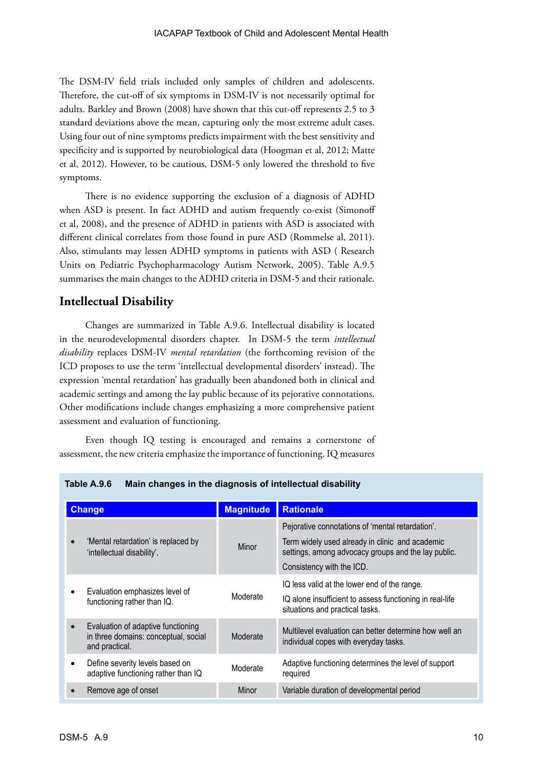The DSM-IV field trials included only samples of children and adolescents. Therefore, the cut-off of six symptoms in DSM-IV is not necessarily optimal for adults. Barkley and Brown (2008) have shown that this cut-off represents 2.5 to 3 standard deviations above the mean, capturing only the most extreme adult cases. Using four out of nine symptoms predicts impairment with the best sensitivity and specificity and is supported by neurobiological data (Hoogman et al, 2012; Matte et al, 2012). However, to be cautious, DSM-5 only lowered the threshold to five symptoms.

There is no evidence supporting the exclusion of a diagnosis of ADHD when ASD is present. In fact ADHD and autism frequently co-exist (Simonoff et al, 2008), and the presence of ADHD in patients with ASD is associated with different clinical correlates from those found in pure ASD (Rommelse al, 2011). Also, stimulants may lessen ADHD symptoms in patients with ASD ( Research Units on Pediatric Psychopharmacology Autism Network, 2005). Table A.9.5 summarises the main changes to the ADHD criteria in DSM-5 and their rationale.

## Intellectual Disability

Changes are summarized in Table A.9.6. Intellectual disability is located in the neurodevelopmental disorders chapter. In DSM-5 the term *intellectual disability* replaces DSM-IV *mental retardation* (the forthcoming revision of the ICD proposes to use the term 'intellectual developmental disorders' instead). The expression 'mental retardation' has gradually been abandoned both in clinical and academic settings and among the lay public because of its pejorative connotations. Other modifications include changes emphasizing a more comprehensive patient assessment and evaluation of functioning.

Even though IQ testing is encouraged and remains a cornerstone of assessment, the new criteria emphasize the importance of functioning. IQ measures

**Table A.9.6 Main changes in the diagnosis of intellectual disability**

| Change | Magnitude | Rationale |
|---|---|---|
| • 'Mental retardation' is replaced by 'intellectual disability'. | Minor | Pejorative connotations of 'mental retardation'. Term widely used already in clinic and academic settings, among advocacy groups and the lay public. Consistency with the ICD. |
| • Evaluation emphasizes level of functioning rather than IQ. | Moderate | IQ less valid at the lower end of the range. IQ alone insufficient to assess functioning in real-life situations and practical tasks. |
| • Evaluation of adaptive functioning in three domains: conceptual, social and practical. | Moderate | Multilevel evaluation can better determine how well an individual copes with everyday tasks. |
| • Define severity levels based on adaptive functioning rather than IQ | Moderate | Adaptive functioning determines the level of support required |
| • Remove age of onset | Minor | Variable duration of developmental period |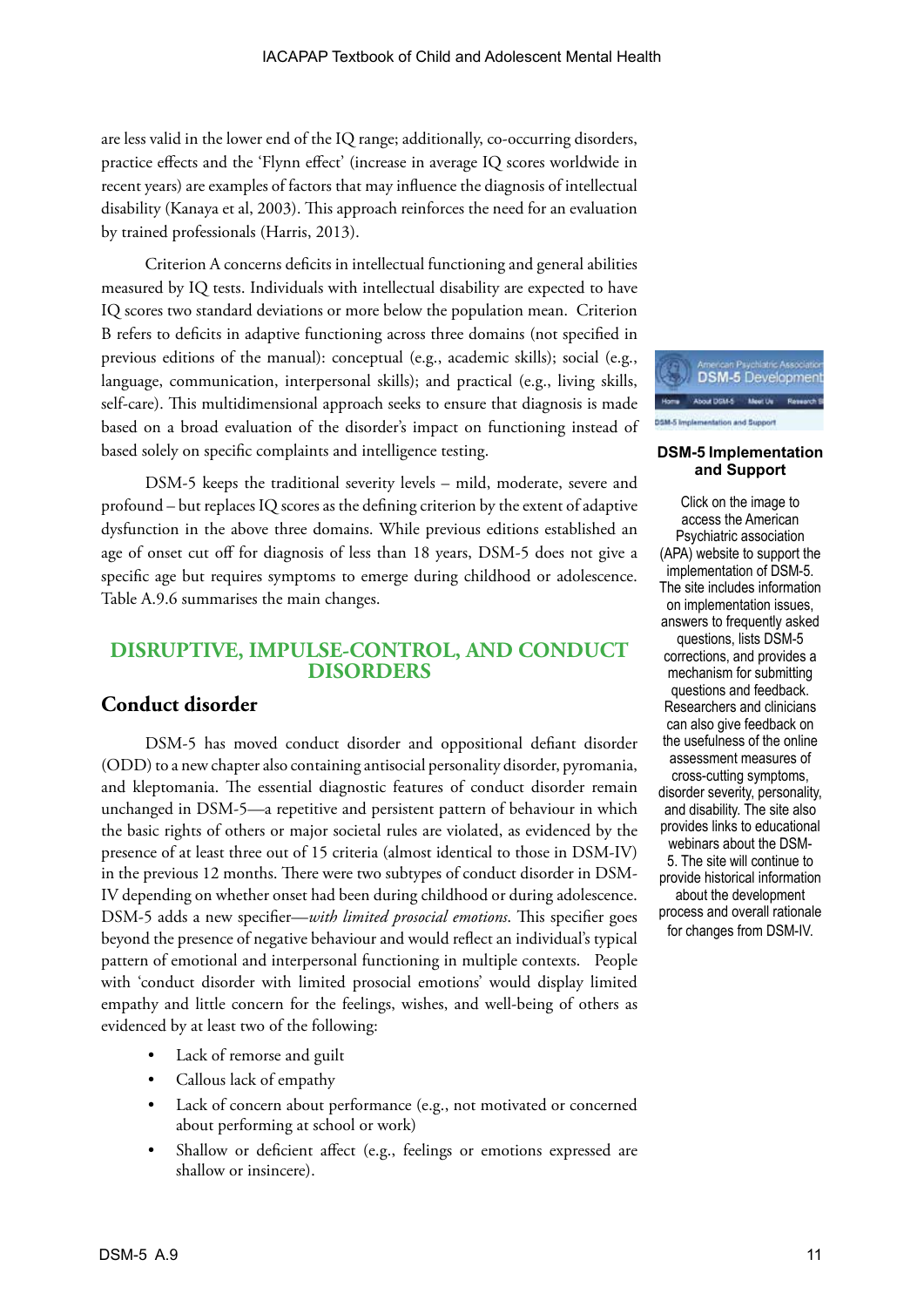are less valid in the lower end of the IQ range; additionally, co-occurring disorders, practice effects and the 'Flynn effect' (increase in average IQ scores worldwide in recent years) are examples of factors that may influence the diagnosis of intellectual disability (Kanaya et al, 2003). This approach reinforces the need for an evaluation by trained professionals (Harris, 2013).

Criterion A concerns deficits in intellectual functioning and general abilities measured by IQ tests. Individuals with intellectual disability are expected to have IQ scores two standard deviations or more below the population mean. Criterion B refers to deficits in adaptive functioning across three domains (not specified in previous editions of the manual): conceptual (e.g., academic skills); social (e.g., language, communication, interpersonal skills); and practical (e.g., living skills, self-care). This multidimensional approach seeks to ensure that diagnosis is made based on a broad evaluation of the disorder's impact on functioning instead of based solely on specific complaints and intelligence testing.

DSM-5 keeps the traditional severity levels – mild, moderate, severe and profound – but replaces IQ scores as the defining criterion by the extent of adaptive dysfunction in the above three domains. While previous editions established an age of onset cut off for diagnosis of less than 18 years, DSM-5 does not give a specific age but requires symptoms to emerge during childhood or adolescence. Table A.9.6 summarises the main changes.

**DSM-5 Implementation and Support**

Click on the image to access the American Psychiatric association (APA) website to support the implementation of DSM-5. The site includes information on implementation issues, answers to frequently asked questions, lists DSM-5 corrections, and provides a mechanism for submitting questions and feedback. Researchers and clinicians can also give feedback on the usefulness of the online assessment measures of cross-cutting symptoms, disorder severity, personality, and disability. The site also provides links to educational webinars about the DSM-5. The site will continue to provide historical information about the development process and overall rationale for changes from DSM-IV.

## DISRUPTIVE, IMPULSE-CONTROL, AND CONDUCT DISORDERS

### Conduct disorder

DSM-5 has moved conduct disorder and oppositional defiant disorder (ODD) to a new chapter also containing antisocial personality disorder, pyromania, and kleptomania. The essential diagnostic features of conduct disorder remain unchanged in DSM-5—a repetitive and persistent pattern of behaviour in which the basic rights of others or major societal rules are violated, as evidenced by the presence of at least three out of 15 criteria (almost identical to those in DSM-IV) in the previous 12 months. There were two subtypes of conduct disorder in DSM-IV depending on whether onset had been during childhood or during adolescence. DSM-5 adds a new specifier—*with limited prosocial emotions*. This specifier goes beyond the presence of negative behaviour and would reflect an individual's typical pattern of emotional and interpersonal functioning in multiple contexts. People with 'conduct disorder with limited prosocial emotions' would display limited empathy and little concern for the feelings, wishes, and well-being of others as evidenced by at least two of the following:

- Lack of remorse and guilt
- Callous lack of empathy
- Lack of concern about performance (e.g., not motivated or concerned about performing at school or work)
- Shallow or deficient affect (e.g., feelings or emotions expressed are shallow or insincere).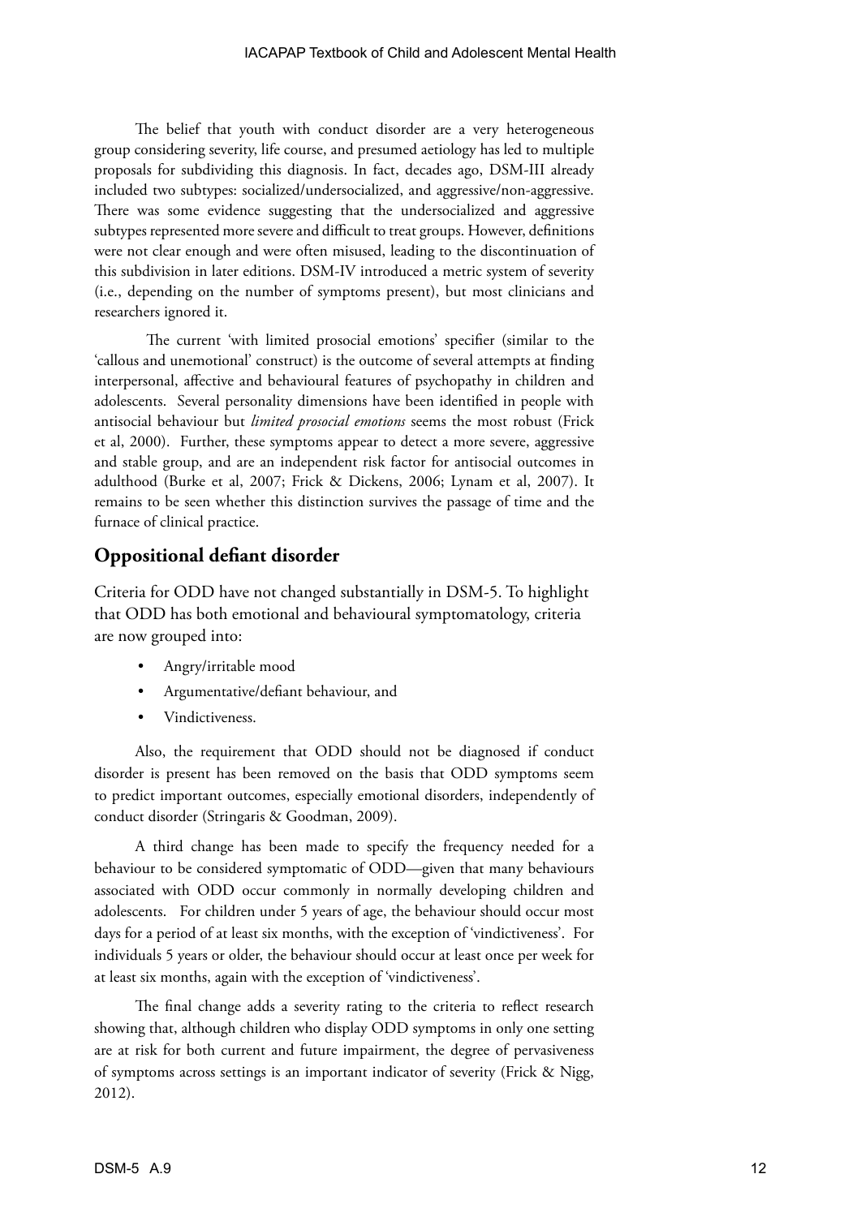The belief that youth with conduct disorder are a very heterogeneous group considering severity, life course, and presumed aetiology has led to multiple proposals for subdividing this diagnosis. In fact, decades ago, DSM-III already included two subtypes: socialized/undersocialized, and aggressive/non-aggressive. There was some evidence suggesting that the undersocialized and aggressive subtypes represented more severe and difficult to treat groups. However, definitions were not clear enough and were often misused, leading to the discontinuation of this subdivision in later editions. DSM-IV introduced a metric system of severity (i.e., depending on the number of symptoms present), but most clinicians and researchers ignored it.

The current 'with limited prosocial emotions' specifier (similar to the 'callous and unemotional' construct) is the outcome of several attempts at finding interpersonal, affective and behavioural features of psychopathy in children and adolescents. Several personality dimensions have been identified in people with antisocial behaviour but *limited prosocial emotions* seems the most robust (Frick et al, 2000). Further, these symptoms appear to detect a more severe, aggressive and stable group, and are an independent risk factor for antisocial outcomes in adulthood (Burke et al, 2007; Frick & Dickens, 2006; Lynam et al, 2007). It remains to be seen whether this distinction survives the passage of time and the furnace of clinical practice.

## Oppositional defiant disorder

Criteria for ODD have not changed substantially in DSM-5. To highlight that ODD has both emotional and behavioural symptomatology, criteria are now grouped into:

- Angry/irritable mood
- Argumentative/defiant behaviour, and
- Vindictiveness.

Also, the requirement that ODD should not be diagnosed if conduct disorder is present has been removed on the basis that ODD symptoms seem to predict important outcomes, especially emotional disorders, independently of conduct disorder (Stringaris & Goodman, 2009).

A third change has been made to specify the frequency needed for a behaviour to be considered symptomatic of ODD—given that many behaviours associated with ODD occur commonly in normally developing children and adolescents. For children under 5 years of age, the behaviour should occur most days for a period of at least six months, with the exception of 'vindictiveness'. For individuals 5 years or older, the behaviour should occur at least once per week for at least six months, again with the exception of 'vindictiveness'.

The final change adds a severity rating to the criteria to reflect research showing that, although children who display ODD symptoms in only one setting are at risk for both current and future impairment, the degree of pervasiveness of symptoms across settings is an important indicator of severity (Frick & Nigg, 2012).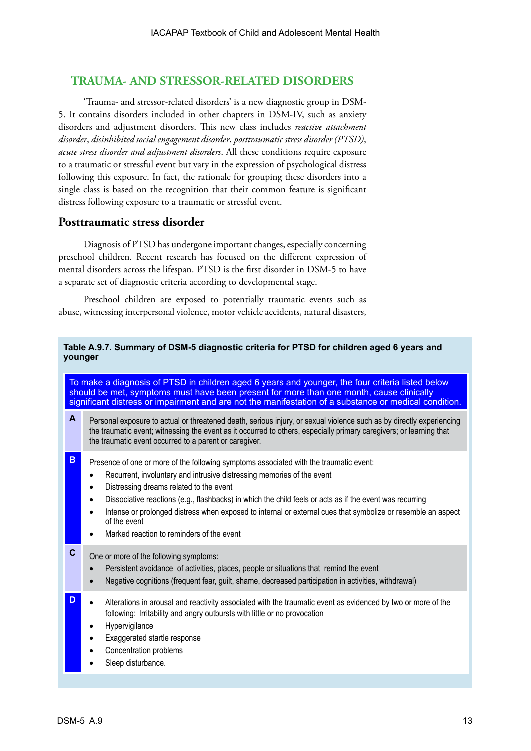## TRAUMA- AND STRESSOR-RELATED DISORDERS

'Trauma- and stressor-related disorders' is a new diagnostic group in DSM-5. It contains disorders included in other chapters in DSM-IV, such as anxiety disorders and adjustment disorders. This new class includes *reactive attachment disorder*, *disinhibited social engagement disorder*, *posttraumatic stress disorder (PTSD)*, *acute stress disorder and adjustment disorders*. All these conditions require exposure to a traumatic or stressful event but vary in the expression of psychological distress following this exposure. In fact, the rationale for grouping these disorders into a single class is based on the recognition that their common feature is significant distress following exposure to a traumatic or stressful event.

### Posttraumatic stress disorder

Diagnosis of PTSD has undergone important changes, especially concerning preschool children. Recent research has focused on the different expression of mental disorders across the lifespan. PTSD is the first disorder in DSM-5 to have a separate set of diagnostic criteria according to developmental stage.

Preschool children are exposed to potentially traumatic events such as abuse, witnessing interpersonal violence, motor vehicle accidents, natural disasters,

**Table A.9.7. Summary of DSM-5 diagnostic criteria for PTSD for children aged 6 years and younger**

| | To make a diagnosis of PTSD in children aged 6 years and younger, the four criteria listed below should be met, symptoms must have been present for more than one month, cause clinically significant distress or impairment and are not the manifestation of a substance or medical condition. |
|---|---|
| **A** | Personal exposure to actual or threatened death, serious injury, or sexual violence such as by directly experiencing the traumatic event; witnessing the event as it occurred to others, especially primary caregivers; or learning that the traumatic event occurred to a parent or caregiver. |
| **B** | Presence of one or more of the following symptoms associated with the traumatic event:<br>• Recurrent, involuntary and intrusive distressing memories of the event<br>• Distressing dreams related to the event<br>• Dissociative reactions (e.g., flashbacks) in which the child feels or acts as if the event was recurring<br>• Intense or prolonged distress when exposed to internal or external cues that symbolize or resemble an aspect of the event<br>• Marked reaction to reminders of the event |
| **C** | One or more of the following symptoms:<br>• Persistent avoidance of activities, places, people or situations that remind the event<br>• Negative cognitions (frequent fear, guilt, shame, decreased participation in activities, withdrawal) |
| **D** | • Alterations in arousal and reactivity associated with the traumatic event as evidenced by two or more of the following: Irritability and angry outbursts with little or no provocation<br>• Hypervigilance<br>• Exaggerated startle response<br>• Concentration problems<br>• Sleep disturbance. |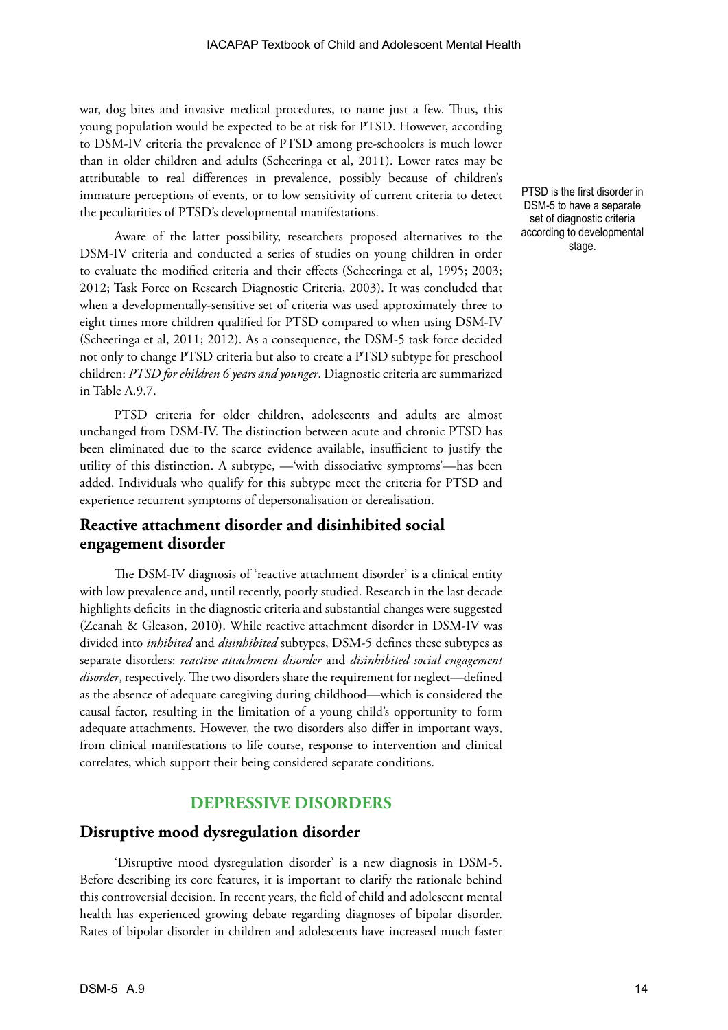war, dog bites and invasive medical procedures, to name just a few. Thus, this young population would be expected to be at risk for PTSD. However, according to DSM-IV criteria the prevalence of PTSD among pre-schoolers is much lower than in older children and adults (Scheeringa et al, 2011). Lower rates may be attributable to real differences in prevalence, possibly because of children's immature perceptions of events, or to low sensitivity of current criteria to detect the peculiarities of PTSD's developmental manifestations.

PTSD is the first disorder in DSM-5 to have a separate set of diagnostic criteria according to developmental stage.

Aware of the latter possibility, researchers proposed alternatives to the DSM-IV criteria and conducted a series of studies on young children in order to evaluate the modified criteria and their effects (Scheeringa et al, 1995; 2003; 2012; Task Force on Research Diagnostic Criteria, 2003). It was concluded that when a developmentally-sensitive set of criteria was used approximately three to eight times more children qualified for PTSD compared to when using DSM-IV (Scheeringa et al, 2011; 2012). As a consequence, the DSM-5 task force decided not only to change PTSD criteria but also to create a PTSD subtype for preschool children: *PTSD for children 6 years and younger*. Diagnostic criteria are summarized in Table A.9.7.

PTSD criteria for older children, adolescents and adults are almost unchanged from DSM-IV. The distinction between acute and chronic PTSD has been eliminated due to the scarce evidence available, insufficient to justify the utility of this distinction. A subtype, —'with dissociative symptoms'—has been added. Individuals who qualify for this subtype meet the criteria for PTSD and experience recurrent symptoms of depersonalisation or derealisation.

## Reactive attachment disorder and disinhibited social engagement disorder

The DSM-IV diagnosis of 'reactive attachment disorder' is a clinical entity with low prevalence and, until recently, poorly studied. Research in the last decade highlights deficits in the diagnostic criteria and substantial changes were suggested (Zeanah & Gleason, 2010). While reactive attachment disorder in DSM-IV was divided into *inhibited* and *disinhibited* subtypes, DSM-5 defines these subtypes as separate disorders: *reactive attachment disorder* and *disinhibited social engagement disorder*, respectively. The two disorders share the requirement for neglect—defined as the absence of adequate caregiving during childhood—which is considered the causal factor, resulting in the limitation of a young child's opportunity to form adequate attachments. However, the two disorders also differ in important ways, from clinical manifestations to life course, response to intervention and clinical correlates, which support their being considered separate conditions.

# DEPRESSIVE DISORDERS

## Disruptive mood dysregulation disorder

'Disruptive mood dysregulation disorder' is a new diagnosis in DSM-5. Before describing its core features, it is important to clarify the rationale behind this controversial decision. In recent years, the field of child and adolescent mental health has experienced growing debate regarding diagnoses of bipolar disorder. Rates of bipolar disorder in children and adolescents have increased much faster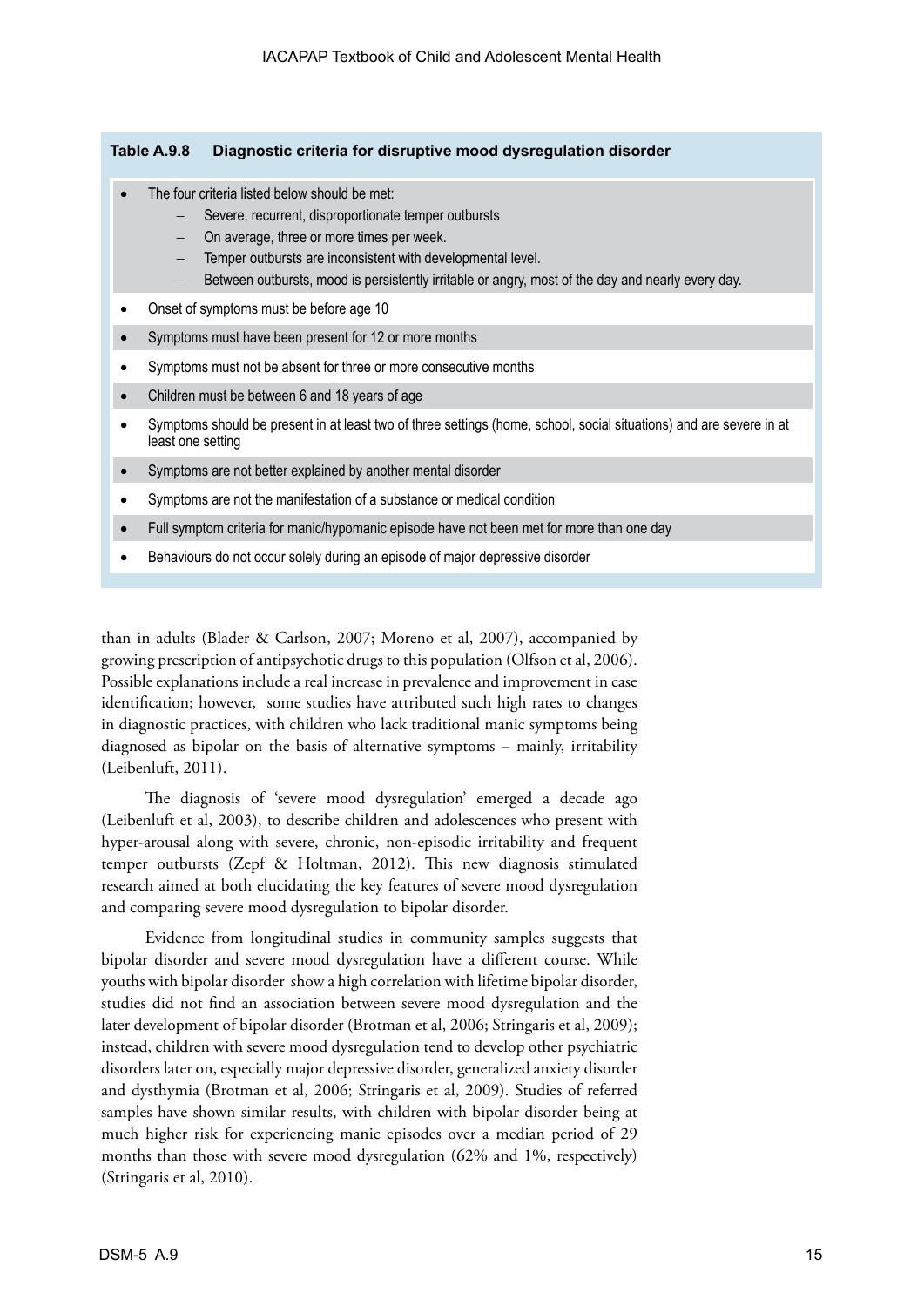**Table A.9.8 Diagnostic criteria for disruptive mood dysregulation disorder**

- The four criteria listed below should be met:
  - Severe, recurrent, disproportionate temper outbursts
  - On average, three or more times per week.
  - Temper outbursts are inconsistent with developmental level.
  - Between outbursts, mood is persistently irritable or angry, most of the day and nearly every day.
- Onset of symptoms must be before age 10
- Symptoms must have been present for 12 or more months
- Symptoms must not be absent for three or more consecutive months
- Children must be between 6 and 18 years of age
- Symptoms should be present in at least two of three settings (home, school, social situations) and are severe in at least one setting
- Symptoms are not better explained by another mental disorder
- Symptoms are not the manifestation of a substance or medical condition
- Full symptom criteria for manic/hypomanic episode have not been met for more than one day
- Behaviours do not occur solely during an episode of major depressive disorder

than in adults (Blader & Carlson, 2007; Moreno et al, 2007), accompanied by growing prescription of antipsychotic drugs to this population (Olfson et al, 2006). Possible explanations include a real increase in prevalence and improvement in case identification; however, some studies have attributed such high rates to changes in diagnostic practices, with children who lack traditional manic symptoms being diagnosed as bipolar on the basis of alternative symptoms – mainly, irritability (Leibenluft, 2011).

The diagnosis of 'severe mood dysregulation' emerged a decade ago (Leibenluft et al, 2003), to describe children and adolescences who present with hyper-arousal along with severe, chronic, non-episodic irritability and frequent temper outbursts (Zepf & Holtman, 2012). This new diagnosis stimulated research aimed at both elucidating the key features of severe mood dysregulation and comparing severe mood dysregulation to bipolar disorder.

Evidence from longitudinal studies in community samples suggests that bipolar disorder and severe mood dysregulation have a different course. While youths with bipolar disorder show a high correlation with lifetime bipolar disorder, studies did not find an association between severe mood dysregulation and the later development of bipolar disorder (Brotman et al, 2006; Stringaris et al, 2009); instead, children with severe mood dysregulation tend to develop other psychiatric disorders later on, especially major depressive disorder, generalized anxiety disorder and dysthymia (Brotman et al, 2006; Stringaris et al, 2009). Studies of referred samples have shown similar results, with children with bipolar disorder being at much higher risk for experiencing manic episodes over a median period of 29 months than those with severe mood dysregulation (62% and 1%, respectively) (Stringaris et al, 2010).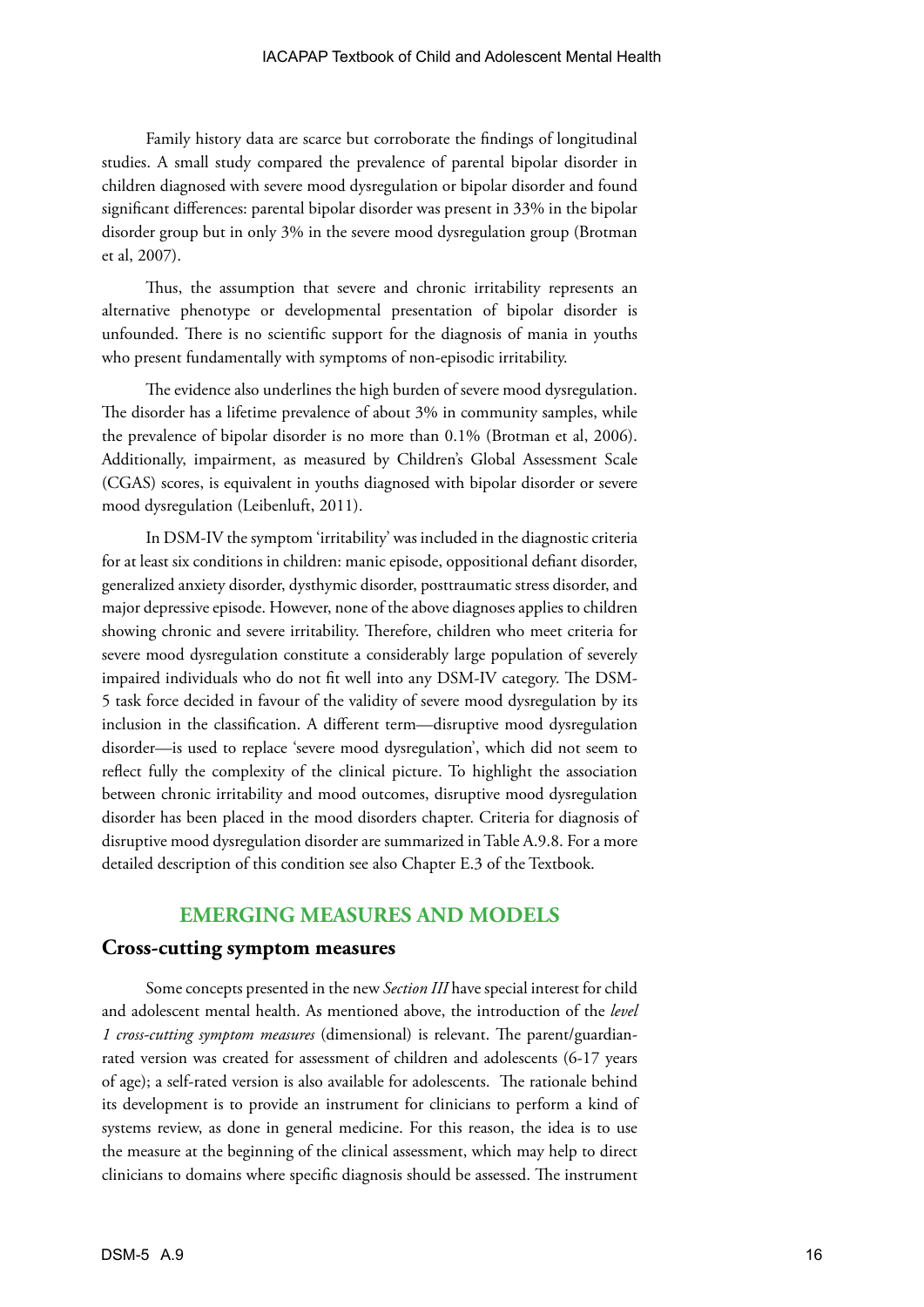Family history data are scarce but corroborate the findings of longitudinal studies. A small study compared the prevalence of parental bipolar disorder in children diagnosed with severe mood dysregulation or bipolar disorder and found significant differences: parental bipolar disorder was present in 33% in the bipolar disorder group but in only 3% in the severe mood dysregulation group (Brotman et al, 2007).

Thus, the assumption that severe and chronic irritability represents an alternative phenotype or developmental presentation of bipolar disorder is unfounded. There is no scientific support for the diagnosis of mania in youths who present fundamentally with symptoms of non-episodic irritability.

The evidence also underlines the high burden of severe mood dysregulation. The disorder has a lifetime prevalence of about 3% in community samples, while the prevalence of bipolar disorder is no more than 0.1% (Brotman et al, 2006). Additionally, impairment, as measured by Children's Global Assessment Scale (CGAS) scores, is equivalent in youths diagnosed with bipolar disorder or severe mood dysregulation (Leibenluft, 2011).

In DSM-IV the symptom 'irritability' was included in the diagnostic criteria for at least six conditions in children: manic episode, oppositional defiant disorder, generalized anxiety disorder, dysthymic disorder, posttraumatic stress disorder, and major depressive episode. However, none of the above diagnoses applies to children showing chronic and severe irritability. Therefore, children who meet criteria for severe mood dysregulation constitute a considerably large population of severely impaired individuals who do not fit well into any DSM-IV category. The DSM-5 task force decided in favour of the validity of severe mood dysregulation by its inclusion in the classification. A different term—disruptive mood dysregulation disorder—is used to replace 'severe mood dysregulation', which did not seem to reflect fully the complexity of the clinical picture. To highlight the association between chronic irritability and mood outcomes, disruptive mood dysregulation disorder has been placed in the mood disorders chapter. Criteria for diagnosis of disruptive mood dysregulation disorder are summarized in Table A.9.8. For a more detailed description of this condition see also Chapter E.3 of the Textbook.

## EMERGING MEASURES AND MODELS

### Cross-cutting symptom measures

Some concepts presented in the new *Section III* have special interest for child and adolescent mental health. As mentioned above, the introduction of the *level 1 cross-cutting symptom measures* (dimensional) is relevant. The parent/guardian-rated version was created for assessment of children and adolescents (6-17 years of age); a self-rated version is also available for adolescents. The rationale behind its development is to provide an instrument for clinicians to perform a kind of systems review, as done in general medicine. For this reason, the idea is to use the measure at the beginning of the clinical assessment, which may help to direct clinicians to domains where specific diagnosis should be assessed. The instrument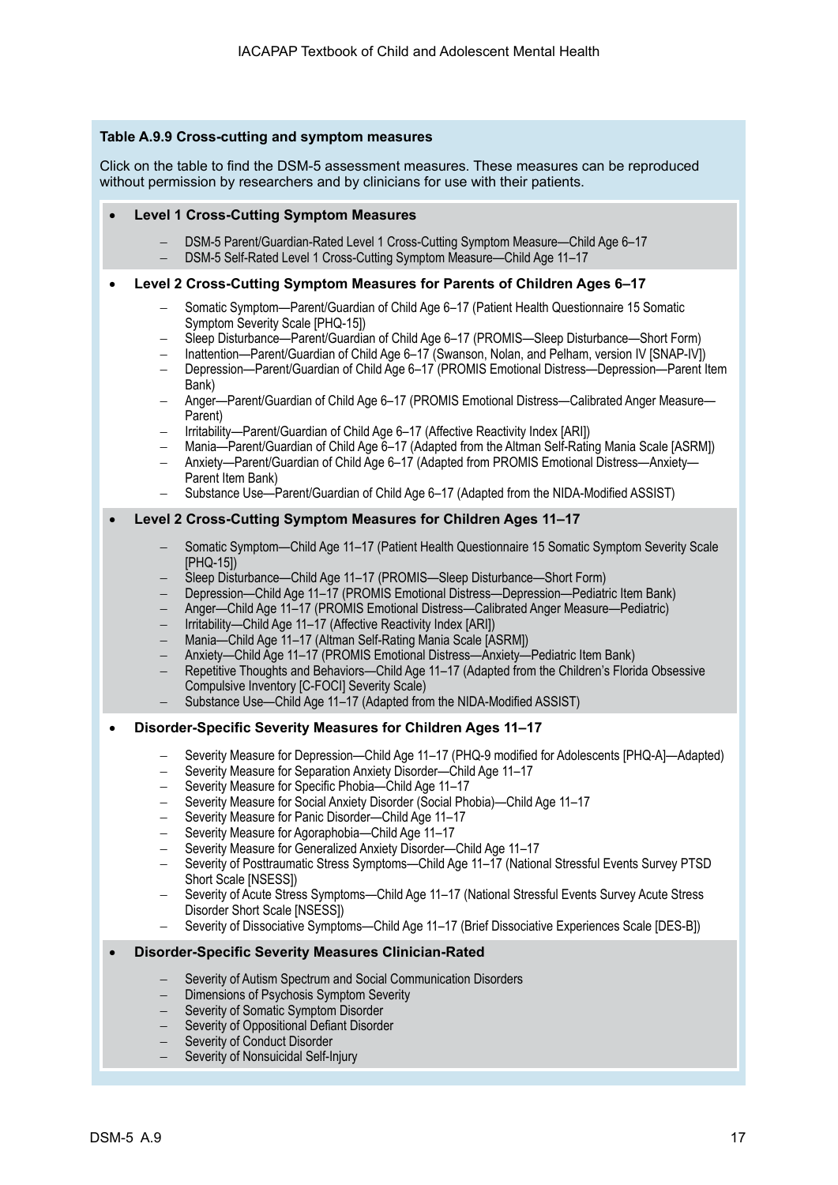**Table A.9.9 Cross-cutting and symptom measures**

Click on the table to find the DSM-5 assessment measures. These measures can be reproduced without permission by researchers and by clinicians for use with their patients.

- **Level 1 Cross-Cutting Symptom Measures**
  - DSM-5 Parent/Guardian-Rated Level 1 Cross-Cutting Symptom Measure—Child Age 6–17
  - DSM-5 Self-Rated Level 1 Cross-Cutting Symptom Measure—Child Age 11–17
- **Level 2 Cross-Cutting Symptom Measures for Parents of Children Ages 6–17**
  - Somatic Symptom—Parent/Guardian of Child Age 6–17 (Patient Health Questionnaire 15 Somatic Symptom Severity Scale [PHQ-15])
  - Sleep Disturbance—Parent/Guardian of Child Age 6–17 (PROMIS—Sleep Disturbance—Short Form)
  - Inattention—Parent/Guardian of Child Age 6–17 (Swanson, Nolan, and Pelham, version IV [SNAP-IV])
  - Depression—Parent/Guardian of Child Age 6–17 (PROMIS Emotional Distress—Depression—Parent Item Bank)
  - Anger—Parent/Guardian of Child Age 6–17 (PROMIS Emotional Distress—Calibrated Anger Measure—Parent)
  - Irritability—Parent/Guardian of Child Age 6–17 (Affective Reactivity Index [ARI])
  - Mania—Parent/Guardian of Child Age 6–17 (Adapted from the Altman Self-Rating Mania Scale [ASRM])
  - Anxiety—Parent/Guardian of Child Age 6–17 (Adapted from PROMIS Emotional Distress—Anxiety—Parent Item Bank)
  - Substance Use—Parent/Guardian of Child Age 6–17 (Adapted from the NIDA-Modified ASSIST)
- **Level 2 Cross-Cutting Symptom Measures for Children Ages 11–17**
  - Somatic Symptom—Child Age 11–17 (Patient Health Questionnaire 15 Somatic Symptom Severity Scale [PHQ-15])
  - Sleep Disturbance—Child Age 11–17 (PROMIS—Sleep Disturbance—Short Form)
  - Depression—Child Age 11–17 (PROMIS Emotional Distress—Depression—Pediatric Item Bank)
  - Anger—Child Age 11–17 (PROMIS Emotional Distress—Calibrated Anger Measure—Pediatric)
  - Irritability—Child Age 11–17 (Affective Reactivity Index [ARI])
  - Mania—Child Age 11–17 (Altman Self-Rating Mania Scale [ASRM])
  - Anxiety—Child Age 11–17 (PROMIS Emotional Distress—Anxiety—Pediatric Item Bank)
  - Repetitive Thoughts and Behaviors—Child Age 11–17 (Adapted from the Children's Florida Obsessive Compulsive Inventory [C-FOCI] Severity Scale)
  - Substance Use—Child Age 11–17 (Adapted from the NIDA-Modified ASSIST)
- **Disorder-Specific Severity Measures for Children Ages 11–17**
  - Severity Measure for Depression—Child Age 11–17 (PHQ-9 modified for Adolescents [PHQ-A]—Adapted)
  - Severity Measure for Separation Anxiety Disorder—Child Age 11–17
  - Severity Measure for Specific Phobia—Child Age 11–17
  - Severity Measure for Social Anxiety Disorder (Social Phobia)—Child Age 11–17
  - Severity Measure for Panic Disorder—Child Age 11–17
  - Severity Measure for Agoraphobia—Child Age 11–17
  - Severity Measure for Generalized Anxiety Disorder—Child Age 11–17
  - Severity of Posttraumatic Stress Symptoms—Child Age 11–17 (National Stressful Events Survey PTSD Short Scale [NSESS])
  - Severity of Acute Stress Symptoms—Child Age 11–17 (National Stressful Events Survey Acute Stress Disorder Short Scale [NSESS])
  - Severity of Dissociative Symptoms—Child Age 11–17 (Brief Dissociative Experiences Scale [DES-B])
- **Disorder-Specific Severity Measures Clinician-Rated**
  - Severity of Autism Spectrum and Social Communication Disorders
  - Dimensions of Psychosis Symptom Severity
  - Severity of Somatic Symptom Disorder
  - Severity of Oppositional Defiant Disorder
  - Severity of Conduct Disorder
  - Severity of Nonsuicidal Self-Injury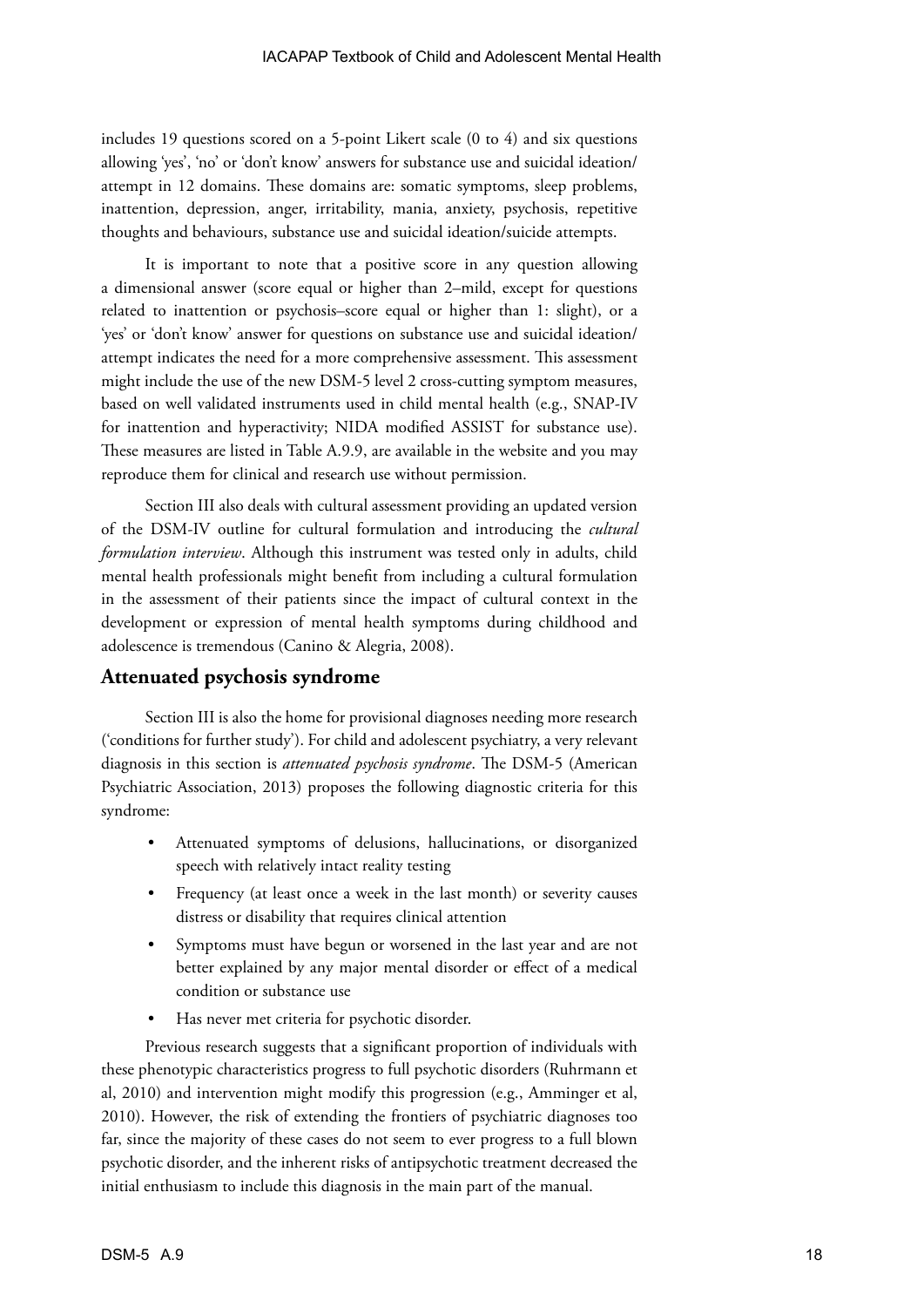includes 19 questions scored on a 5-point Likert scale (0 to 4) and six questions allowing 'yes', 'no' or 'don't know' answers for substance use and suicidal ideation/attempt in 12 domains. These domains are: somatic symptoms, sleep problems, inattention, depression, anger, irritability, mania, anxiety, psychosis, repetitive thoughts and behaviours, substance use and suicidal ideation/suicide attempts.

It is important to note that a positive score in any question allowing a dimensional answer (score equal or higher than 2–mild, except for questions related to inattention or psychosis–score equal or higher than 1: slight), or a 'yes' or 'don't know' answer for questions on substance use and suicidal ideation/attempt indicates the need for a more comprehensive assessment. This assessment might include the use of the new DSM-5 level 2 cross-cutting symptom measures, based on well validated instruments used in child mental health (e.g., SNAP-IV for inattention and hyperactivity; NIDA modified ASSIST for substance use). These measures are listed in Table A.9.9, are available in the website and you may reproduce them for clinical and research use without permission.

Section III also deals with cultural assessment providing an updated version of the DSM-IV outline for cultural formulation and introducing the *cultural formulation interview*. Although this instrument was tested only in adults, child mental health professionals might benefit from including a cultural formulation in the assessment of their patients since the impact of cultural context in the development or expression of mental health symptoms during childhood and adolescence is tremendous (Canino & Alegria, 2008).

## Attenuated psychosis syndrome

Section III is also the home for provisional diagnoses needing more research ('conditions for further study'). For child and adolescent psychiatry, a very relevant diagnosis in this section is *attenuated psychosis syndrome*. The DSM-5 (American Psychiatric Association, 2013) proposes the following diagnostic criteria for this syndrome:

- Attenuated symptoms of delusions, hallucinations, or disorganized speech with relatively intact reality testing
- Frequency (at least once a week in the last month) or severity causes distress or disability that requires clinical attention
- Symptoms must have begun or worsened in the last year and are not better explained by any major mental disorder or effect of a medical condition or substance use
- Has never met criteria for psychotic disorder.

Previous research suggests that a significant proportion of individuals with these phenotypic characteristics progress to full psychotic disorders (Ruhrmann et al, 2010) and intervention might modify this progression (e.g., Amminger et al, 2010). However, the risk of extending the frontiers of psychiatric diagnoses too far, since the majority of these cases do not seem to ever progress to a full blown psychotic disorder, and the inherent risks of antipsychotic treatment decreased the initial enthusiasm to include this diagnosis in the main part of the manual.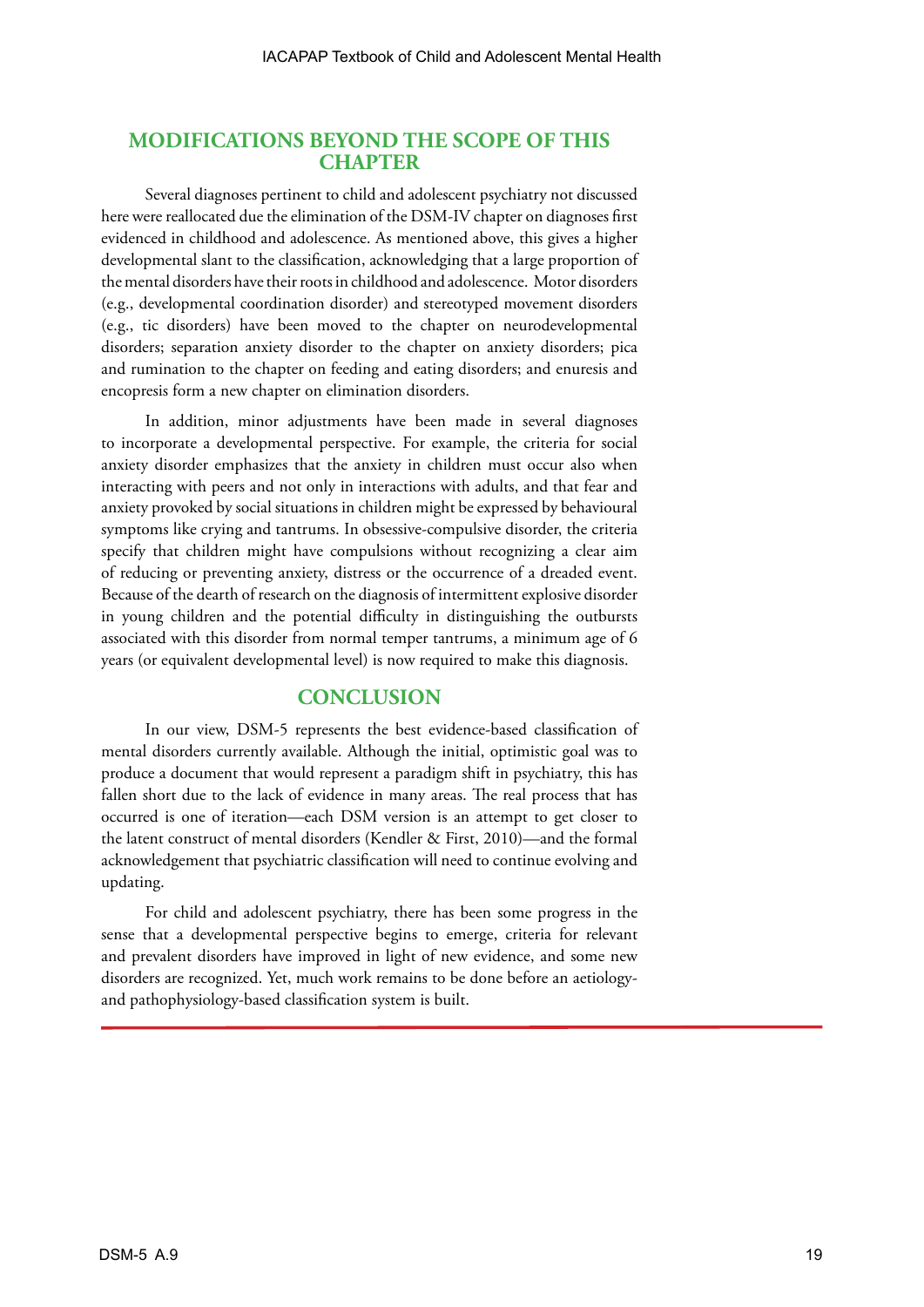## MODIFICATIONS BEYOND THE SCOPE OF THIS CHAPTER

Several diagnoses pertinent to child and adolescent psychiatry not discussed here were reallocated due the elimination of the DSM-IV chapter on diagnoses first evidenced in childhood and adolescence. As mentioned above, this gives a higher developmental slant to the classification, acknowledging that a large proportion of the mental disorders have their roots in childhood and adolescence. Motor disorders (e.g., developmental coordination disorder) and stereotyped movement disorders (e.g., tic disorders) have been moved to the chapter on neurodevelopmental disorders; separation anxiety disorder to the chapter on anxiety disorders; pica and rumination to the chapter on feeding and eating disorders; and enuresis and encopresis form a new chapter on elimination disorders.

In addition, minor adjustments have been made in several diagnoses to incorporate a developmental perspective. For example, the criteria for social anxiety disorder emphasizes that the anxiety in children must occur also when interacting with peers and not only in interactions with adults, and that fear and anxiety provoked by social situations in children might be expressed by behavioural symptoms like crying and tantrums. In obsessive-compulsive disorder, the criteria specify that children might have compulsions without recognizing a clear aim of reducing or preventing anxiety, distress or the occurrence of a dreaded event. Because of the dearth of research on the diagnosis of intermittent explosive disorder in young children and the potential difficulty in distinguishing the outbursts associated with this disorder from normal temper tantrums, a minimum age of 6 years (or equivalent developmental level) is now required to make this diagnosis.

## CONCLUSION

In our view, DSM-5 represents the best evidence-based classification of mental disorders currently available. Although the initial, optimistic goal was to produce a document that would represent a paradigm shift in psychiatry, this has fallen short due to the lack of evidence in many areas. The real process that has occurred is one of iteration—each DSM version is an attempt to get closer to the latent construct of mental disorders (Kendler & First, 2010)—and the formal acknowledgement that psychiatric classification will need to continue evolving and updating.

For child and adolescent psychiatry, there has been some progress in the sense that a developmental perspective begins to emerge, criteria for relevant and prevalent disorders have improved in light of new evidence, and some new disorders are recognized. Yet, much work remains to be done before an aetiology- and pathophysiology-based classification system is built.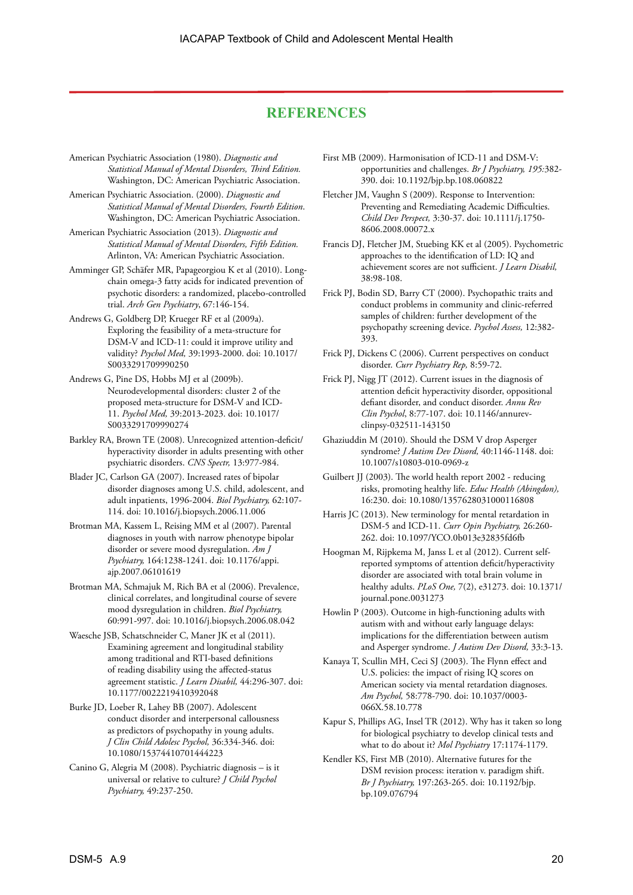## REFERENCES

American Psychiatric Association (1980). *Diagnostic and Statistical Manual of Mental Disorders, Third Edition.* Washington, DC: American Psychiatric Association.

American Psychiatric Association. (2000). *Diagnostic and Statistical Manual of Mental Disorders, Fourth Edition.* Washington, DC: American Psychiatric Association.

American Psychiatric Association (2013). *Diagnostic and Statistical Manual of Mental Disorders, Fifth Edition.* Arlinton, VA: American Psychiatric Association.

Amminger GP, Schäfer MR, Papageorgiou K et al (2010). Long-chain omega-3 fatty acids for indicated prevention of psychotic disorders: a randomized, placebo-controlled trial. *Arch Gen Psychiatry*, 67:146-154.

Andrews G, Goldberg DP, Krueger RF et al (2009a). Exploring the feasibility of a meta-structure for DSM-V and ICD-11: could it improve utility and validity? *Psychol Med,* 39:1993-2000. doi: 10.1017/S0033291709990250

Andrews G, Pine DS, Hobbs MJ et al (2009b). Neurodevelopmental disorders: cluster 2 of the proposed meta-structure for DSM-V and ICD-11. *Psychol Med,* 39:2013-2023. doi: 10.1017/S0033291709990274

Barkley RA, Brown TE (2008). Unrecognized attention-deficit/hyperactivity disorder in adults presenting with other psychiatric disorders. *CNS Spectr,* 13:977-984.

Blader JC, Carlson GA (2007). Increased rates of bipolar disorder diagnoses among U.S. child, adolescent, and adult inpatients, 1996-2004. *Biol Psychiatry,* 62:107-114. doi: 10.1016/j.biopsych.2006.11.006

Brotman MA, Kassem L, Reising MM et al (2007). Parental diagnoses in youth with narrow phenotype bipolar disorder or severe mood dysregulation. *Am J Psychiatry,* 164:1238-1241. doi: 10.1176/appi.ajp.2007.06101619

Brotman MA, Schmajuk M, Rich BA et al (2006). Prevalence, clinical correlates, and longitudinal course of severe mood dysregulation in children. *Biol Psychiatry,* 60:991-997. doi: 10.1016/j.biopsych.2006.08.042

Waesche JSB, Schatschneider C, Maner JK et al (2011). Examining agreement and longitudinal stability among traditional and RTI-based definitions of reading disability using the affected-status agreement statistic. *J Learn Disabil,* 44:296-307. doi: 10.1177/0022219410392048

Burke JD, Loeber R, Lahey BB (2007). Adolescent conduct disorder and interpersonal callousness as predictors of psychopathy in young adults. *J Clin Child Adolesc Psychol,* 36:334-346. doi: 10.1080/15374410701444223

Canino G, Alegria M (2008). Psychiatric diagnosis – is it universal or relative to culture? *J Child Psychol Psychiatry,* 49:237-250.

First MB (2009). Harmonisation of ICD-11 and DSM-V: opportunities and challenges. *Br J Psychiatry, 195:*382-390. doi: 10.1192/bjp.bp.108.060822

Fletcher JM, Vaughn S (2009). Response to Intervention: Preventing and Remediating Academic Difficulties. *Child Dev Perspect,* 3:30-37. doi: 10.1111/j.1750-8606.2008.00072.x

Francis DJ, Fletcher JM, Stuebing KK et al (2005). Psychometric approaches to the identification of LD: IQ and achievement scores are not sufficient. *J Learn Disabil,* 38:98-108.

Frick PJ, Bodin SD, Barry CT (2000). Psychopathic traits and conduct problems in community and clinic-referred samples of children: further development of the psychopathy screening device. *Psychol Assess,* 12:382-393.

Frick PJ, Dickens C (2006). Current perspectives on conduct disorder. *Curr Psychiatry Rep,* 8:59-72.

Frick PJ, Nigg JT (2012). Current issues in the diagnosis of attention deficit hyperactivity disorder, oppositional defiant disorder, and conduct disorder. *Annu Rev Clin Psychol*, 8:77-107. doi: 10.1146/annurev-clinpsy-032511-143150

Ghaziuddin M (2010). Should the DSM V drop Asperger syndrome? *J Autism Dev Disord,* 40:1146-1148. doi: 10.1007/s10803-010-0969-z

Guilbert JJ (2003). The world health report 2002 - reducing risks, promoting healthy life. *Educ Health (Abingdon),* 16:230. doi: 10.1080/1357628031000116808

Harris JC (2013). New terminology for mental retardation in DSM-5 and ICD-11. *Curr Opin Psychiatry,* 26:260-262. doi: 10.1097/YCO.0b013e32835fd6fb

Hoogman M, Rijpkema M, Janss L et al (2012). Current self-reported symptoms of attention deficit/hyperactivity disorder are associated with total brain volume in healthy adults. *PLoS One,* 7(2), e31273. doi: 10.1371/journal.pone.0031273

Howlin P (2003). Outcome in high-functioning adults with autism with and without early language delays: implications for the differentiation between autism and Asperger syndrome. *J Autism Dev Disord,* 33:3-13.

Kanaya T, Scullin MH, Ceci SJ (2003). The Flynn effect and U.S. policies: the impact of rising IQ scores on American society via mental retardation diagnoses. *Am Psychol,* 58:778-790. doi: 10.1037/0003-066X.58.10.778

Kapur S, Phillips AG, Insel TR (2012). Why has it taken so long for biological psychiatry to develop clinical tests and what to do about it? *Mol Psychiatry* 17:1174-1179.

Kendler KS, First MB (2010). Alternative futures for the DSM revision process: iteration v. paradigm shift. *Br J Psychiatry,* 197:263-265. doi: 10.1192/bjp.bp.109.076794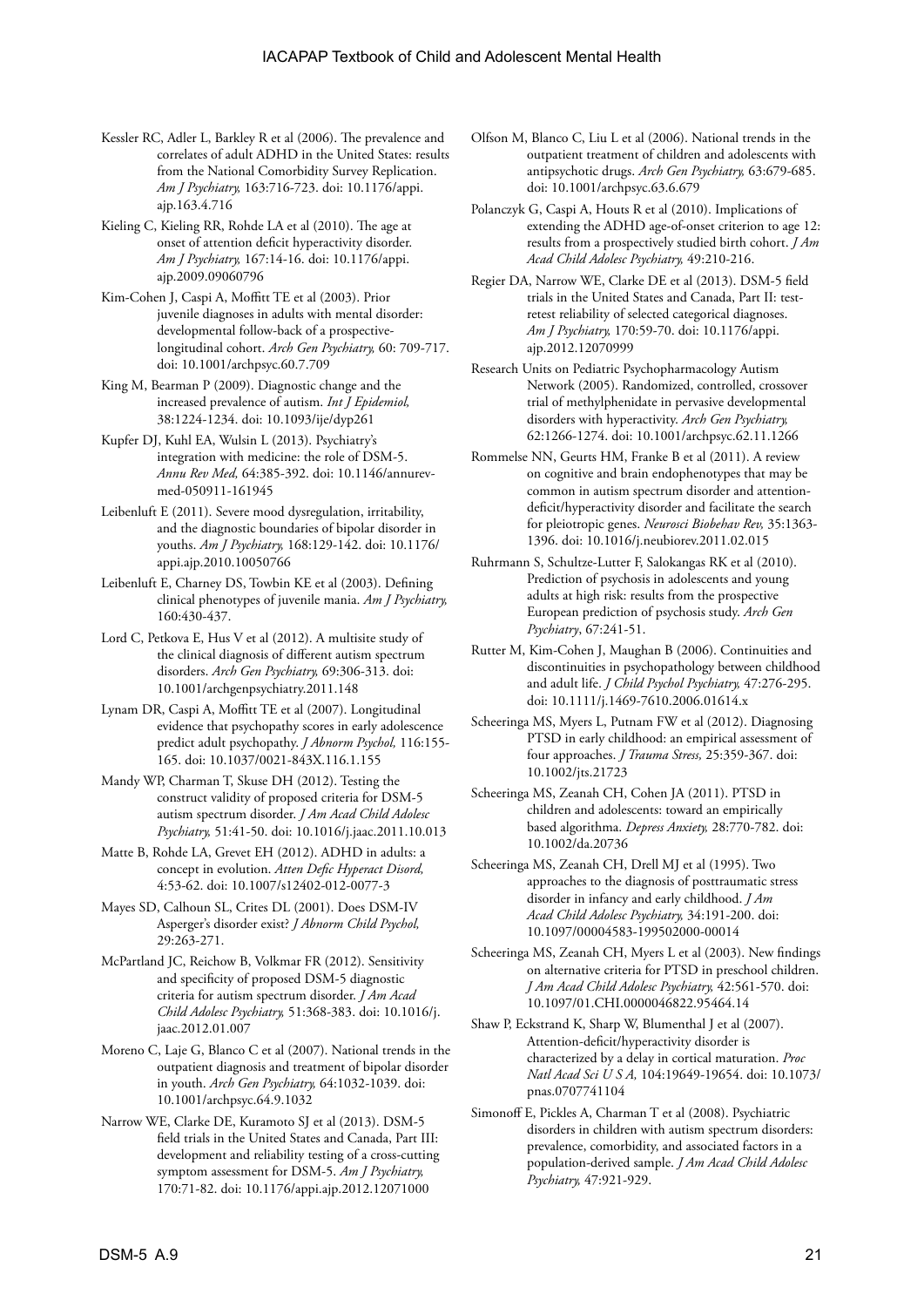Kessler RC, Adler L, Barkley R et al (2006). The prevalence and correlates of adult ADHD in the United States: results from the National Comorbidity Survey Replication. *Am J Psychiatry,* 163:716-723. doi: 10.1176/appi.ajp.163.4.716

Kieling C, Kieling RR, Rohde LA et al (2010). The age at onset of attention deficit hyperactivity disorder. *Am J Psychiatry,* 167:14-16. doi: 10.1176/appi.ajp.2009.09060796

Kim-Cohen J, Caspi A, Moffitt TE et al (2003). Prior juvenile diagnoses in adults with mental disorder: developmental follow-back of a prospective-longitudinal cohort. *Arch Gen Psychiatry,* 60: 709-717. doi: 10.1001/archpsyc.60.7.709

King M, Bearman P (2009). Diagnostic change and the increased prevalence of autism. *Int J Epidemiol,* 38:1224-1234. doi: 10.1093/ije/dyp261

Kupfer DJ, Kuhl EA, Wulsin L (2013). Psychiatry's integration with medicine: the role of DSM-5. *Annu Rev Med,* 64:385-392. doi: 10.1146/annurev-med-050911-161945

Leibenluft E (2011). Severe mood dysregulation, irritability, and the diagnostic boundaries of bipolar disorder in youths. *Am J Psychiatry,* 168:129-142. doi: 10.1176/appi.ajp.2010.10050766

Leibenluft E, Charney DS, Towbin KE et al (2003). Defining clinical phenotypes of juvenile mania. *Am J Psychiatry,* 160:430-437.

Lord C, Petkova E, Hus V et al (2012). A multisite study of the clinical diagnosis of different autism spectrum disorders. *Arch Gen Psychiatry,* 69:306-313. doi: 10.1001/archgenpsychiatry.2011.148

Lynam DR, Caspi A, Moffitt TE et al (2007). Longitudinal evidence that psychopathy scores in early adolescence predict adult psychopathy. *J Abnorm Psychol,* 116:155-165. doi: 10.1037/0021-843X.116.1.155

Mandy WP, Charman T, Skuse DH (2012). Testing the construct validity of proposed criteria for DSM-5 autism spectrum disorder. *J Am Acad Child Adolesc Psychiatry,* 51:41-50. doi: 10.1016/j.jaac.2011.10.013

Matte B, Rohde LA, Grevet EH (2012). ADHD in adults: a concept in evolution. *Atten Defic Hyperact Disord,* 4:53-62. doi: 10.1007/s12402-012-0077-3

Mayes SD, Calhoun SL, Crites DL (2001). Does DSM-IV Asperger's disorder exist? *J Abnorm Child Psychol,* 29:263-271.

McPartland JC, Reichow B, Volkmar FR (2012). Sensitivity and specificity of proposed DSM-5 diagnostic criteria for autism spectrum disorder. *J Am Acad Child Adolesc Psychiatry,* 51:368-383. doi: 10.1016/j.jaac.2012.01.007

Moreno C, Laje G, Blanco C et al (2007). National trends in the outpatient diagnosis and treatment of bipolar disorder in youth. *Arch Gen Psychiatry,* 64:1032-1039. doi: 10.1001/archpsyc.64.9.1032

Narrow WE, Clarke DE, Kuramoto SJ et al (2013). DSM-5 field trials in the United States and Canada, Part III: development and reliability testing of a cross-cutting symptom assessment for DSM-5. *Am J Psychiatry,* 170:71-82. doi: 10.1176/appi.ajp.2012.12071000

Olfson M, Blanco C, Liu L et al (2006). National trends in the outpatient treatment of children and adolescents with antipsychotic drugs. *Arch Gen Psychiatry,* 63:679-685. doi: 10.1001/archpsyc.63.6.679

Polanczyk G, Caspi A, Houts R et al (2010). Implications of extending the ADHD age-of-onset criterion to age 12: results from a prospectively studied birth cohort. *J Am Acad Child Adolesc Psychiatry,* 49:210-216.

Regier DA, Narrow WE, Clarke DE et al (2013). DSM-5 field trials in the United States and Canada, Part II: test-retest reliability of selected categorical diagnoses. *Am J Psychiatry,* 170:59-70. doi: 10.1176/appi.ajp.2012.12070999

Research Units on Pediatric Psychopharmacology Autism Network (2005). Randomized, controlled, crossover trial of methylphenidate in pervasive developmental disorders with hyperactivity. *Arch Gen Psychiatry,* 62:1266-1274. doi: 10.1001/archpsyc.62.11.1266

Rommelse NN, Geurts HM, Franke B et al (2011). A review on cognitive and brain endophenotypes that may be common in autism spectrum disorder and attention-deficit/hyperactivity disorder and facilitate the search for pleiotropic genes. *Neurosci Biobehav Rev,* 35:1363-1396. doi: 10.1016/j.neubiorev.2011.02.015

Ruhrmann S, Schultze-Lutter F, Salokangas RK et al (2010). Prediction of psychosis in adolescents and young adults at high risk: results from the prospective European prediction of psychosis study. *Arch Gen Psychiatry*, 67:241-51.

Rutter M, Kim-Cohen J, Maughan B (2006). Continuities and discontinuities in psychopathology between childhood and adult life. *J Child Psychol Psychiatry,* 47:276-295. doi: 10.1111/j.1469-7610.2006.01614.x

Scheeringa MS, Myers L, Putnam FW et al (2012). Diagnosing PTSD in early childhood: an empirical assessment of four approaches. *J Trauma Stress,* 25:359-367. doi: 10.1002/jts.21723

Scheeringa MS, Zeanah CH, Cohen JA (2011). PTSD in children and adolescents: toward an empirically based algorithma. *Depress Anxiety,* 28:770-782. doi: 10.1002/da.20736

Scheeringa MS, Zeanah CH, Drell MJ et al (1995). Two approaches to the diagnosis of posttraumatic stress disorder in infancy and early childhood. *J Am Acad Child Adolesc Psychiatry,* 34:191-200. doi: 10.1097/00004583-199502000-00014

Scheeringa MS, Zeanah CH, Myers L et al (2003). New findings on alternative criteria for PTSD in preschool children. *J Am Acad Child Adolesc Psychiatry,* 42:561-570. doi: 10.1097/01.CHI.0000046822.95464.14

Shaw P, Eckstrand K, Sharp W, Blumenthal J et al (2007). Attention-deficit/hyperactivity disorder is characterized by a delay in cortical maturation. *Proc Natl Acad Sci U S A,* 104:19649-19654. doi: 10.1073/pnas.0707741104

Simonoff E, Pickles A, Charman T et al (2008). Psychiatric disorders in children with autism spectrum disorders: prevalence, comorbidity, and associated factors in a population-derived sample. *J Am Acad Child Adolesc Psychiatry,* 47:921-929.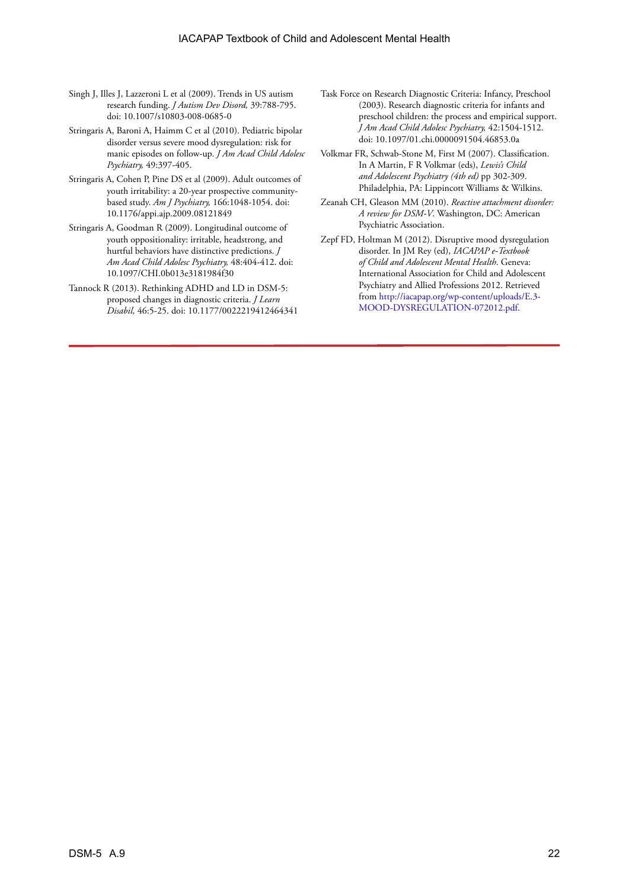Singh J, Illes J, Lazzeroni L et al (2009). Trends in US autism research funding. *J Autism Dev Disord,* 39:788-795. doi: 10.1007/s10803-008-0685-0

Stringaris A, Baroni A, Haimm C et al (2010). Pediatric bipolar disorder versus severe mood dysregulation: risk for manic episodes on follow-up. *J Am Acad Child Adolesc Psychiatry,* 49:397-405.

Stringaris A, Cohen P, Pine DS et al (2009). Adult outcomes of youth irritability: a 20-year prospective community-based study. *Am J Psychiatry,* 166:1048-1054. doi: 10.1176/appi.ajp.2009.08121849

Stringaris A, Goodman R (2009). Longitudinal outcome of youth oppositionality: irritable, headstrong, and hurtful behaviors have distinctive predictions. *J Am Acad Child Adolesc Psychiatry,* 48:404-412. doi: 10.1097/CHI.0b013e3181984f30

Tannock R (2013). Rethinking ADHD and LD in DSM-5: proposed changes in diagnostic criteria. *J Learn Disabil,* 46:5-25. doi: 10.1177/0022219412464341

Task Force on Research Diagnostic Criteria: Infancy, Preschool (2003). Research diagnostic criteria for infants and preschool children: the process and empirical support. *J Am Acad Child Adolesc Psychiatry,* 42:1504-1512. doi: 10.1097/01.chi.0000091504.46853.0a

Volkmar FR, Schwab-Stone M, First M (2007). Classification. In A Martin, F R Volkmar (eds), *Lewis's Child and Adolescent Psychiatry (4th ed)* pp 302-309. Philadelphia, PA: Lippincott Williams & Wilkins.

Zeanah CH, Gleason MM (2010). *Reactive attachment disorder: A review for DSM-V*. Washington, DC: American Psychiatric Association.

Zepf FD, Holtman M (2012). Disruptive mood dysregulation disorder. In JM Rey (ed), *IACAPAP e-Textbook of Child and Adolescent Mental Health*. Geneva: International Association for Child and Adolescent Psychiatry and Allied Professions 2012. Retrieved from http://iacapap.org/wp-content/uploads/E.3-MOOD-DYSREGULATION-072012.pdf.